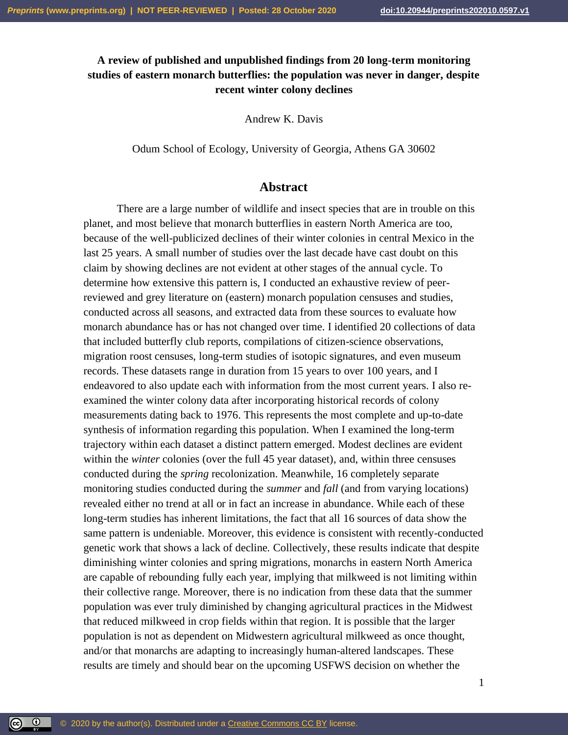# A review of published and unpublished findings from 20 long-term monitoring studies of eastern monarch butterflies: the population was never in danger, despite recent winter colony declines

Andrew K. Davis

Odum School of Ecology, University of Georgia, Athens GA 30602

## Abstract

There are a large number of wildlife and insect species that are in trouble on this planet, and most believe that monarch butterflies in eastern North America are too, because of the well-publicized declines of their winter colonies in central Mexico in the last 25 years. A small number of studies over the last decade have cast doubt on this claim by showing declines are not evident at other stages of the annual cycle. To determine how extensive this pattern is, I conducted an exhaustive review of peer-reviewed and grey literature on (eastern) monarch population censuses and studies, conducted across all seasons, and extracted data from these sources to evaluate how monarch abundance has or has not changed over time. I identified 20 collections of data that included butterfly club reports, compilations of citizen-science observations, migration roost censuses, long-term studies of isotopic signatures, and even museum records. These datasets range in duration from 15 years to over 100 years, and I endeavored to also update each with information from the most current years. I also re-examined the winter colony data after incorporating historical records of colony measurements dating back to 1976. This represents the most complete and up-to-date synthesis of information regarding this population. When I examined the long-term trajectory within each dataset a distinct pattern emerged. Modest declines are evident within the *winter* colonies (over the full 45 year dataset), and, within three censuses conducted during the *spring* recolonization. Meanwhile, 16 completely separate monitoring studies conducted during the *summer* and *fall* (and from varying locations) revealed either no trend at all or in fact an increase in abundance. While each of these long-term studies has inherent limitations, the fact that all 16 sources of data show the same pattern is undeniable. Moreover, this evidence is consistent with recently-conducted genetic work that shows a lack of decline. Collectively, these results indicate that despite diminishing winter colonies and spring migrations, monarchs in eastern North America are capable of rebounding fully each year, implying that milkweed is not limiting within their collective range. Moreover, there is no indication from these data that the summer population was ever truly diminished by changing agricultural practices in the Midwest that reduced milkweed in crop fields within that region. It is possible that the larger population is not as dependent on Midwestern agricultural milkweed as once thought, and/or that monarchs are adapting to increasingly human-altered landscapes. These results are timely and should bear on the upcoming USFWS decision on whether the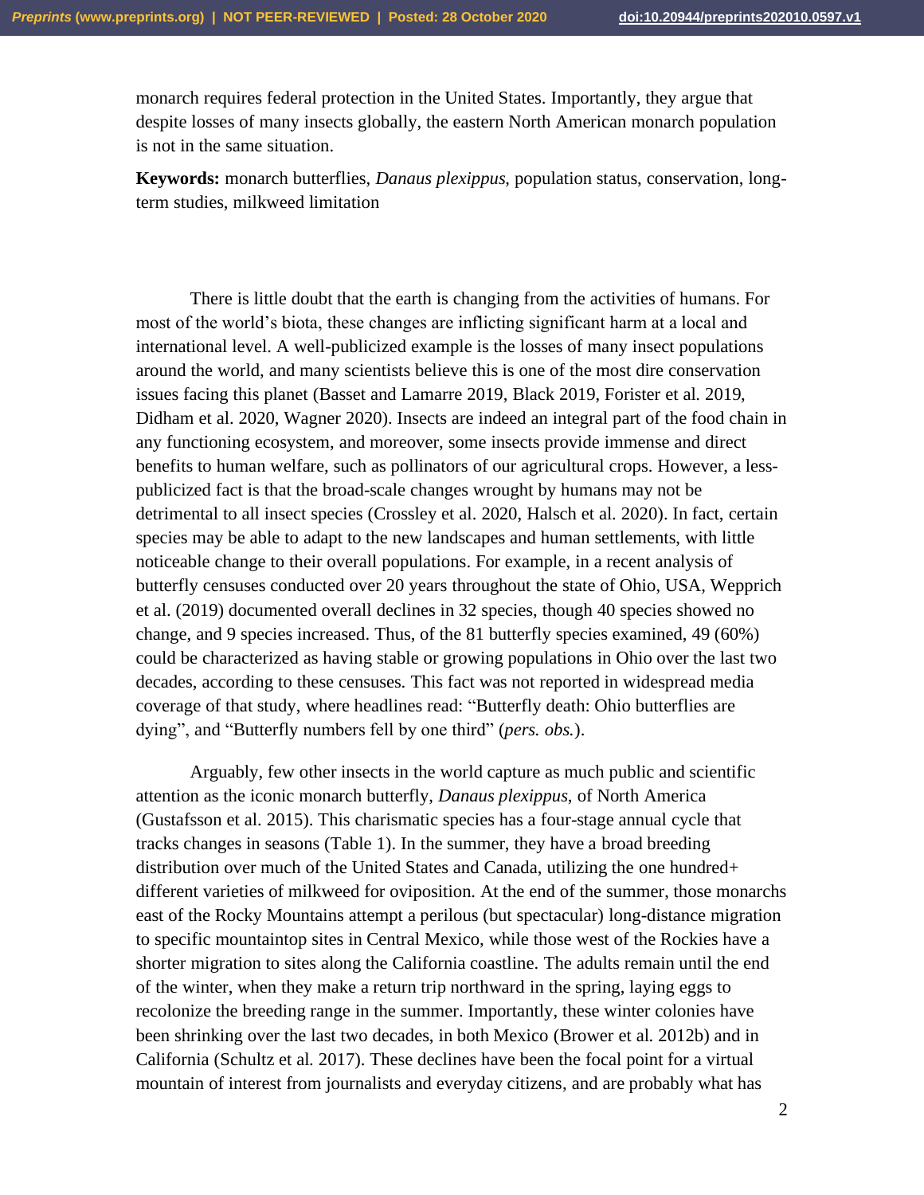monarch requires federal protection in the United States. Importantly, they argue that despite losses of many insects globally, the eastern North American monarch population is not in the same situation.

**Keywords:** monarch butterflies, *Danaus plexippus*, population status, conservation, long-term studies, milkweed limitation

There is little doubt that the earth is changing from the activities of humans. For most of the world's biota, these changes are inflicting significant harm at a local and international level. A well-publicized example is the losses of many insect populations around the world, and many scientists believe this is one of the most dire conservation issues facing this planet (Basset and Lamarre 2019, Black 2019, Forister et al. 2019, Didham et al. 2020, Wagner 2020). Insects are indeed an integral part of the food chain in any functioning ecosystem, and moreover, some insects provide immense and direct benefits to human welfare, such as pollinators of our agricultural crops. However, a less-publicized fact is that the broad-scale changes wrought by humans may not be detrimental to all insect species (Crossley et al. 2020, Halsch et al. 2020). In fact, certain species may be able to adapt to the new landscapes and human settlements, with little noticeable change to their overall populations. For example, in a recent analysis of butterfly censuses conducted over 20 years throughout the state of Ohio, USA, Wepprich et al. (2019) documented overall declines in 32 species, though 40 species showed no change, and 9 species increased. Thus, of the 81 butterfly species examined, 49 (60%) could be characterized as having stable or growing populations in Ohio over the last two decades, according to these censuses. This fact was not reported in widespread media coverage of that study, where headlines read: "Butterfly death: Ohio butterflies are dying", and "Butterfly numbers fell by one third" (*pers. obs.*).

Arguably, few other insects in the world capture as much public and scientific attention as the iconic monarch butterfly, *Danaus plexippus*, of North America (Gustafsson et al. 2015). This charismatic species has a four-stage annual cycle that tracks changes in seasons (Table 1). In the summer, they have a broad breeding distribution over much of the United States and Canada, utilizing the one hundred+ different varieties of milkweed for oviposition. At the end of the summer, those monarchs east of the Rocky Mountains attempt a perilous (but spectacular) long-distance migration to specific mountaintop sites in Central Mexico, while those west of the Rockies have a shorter migration to sites along the California coastline. The adults remain until the end of the winter, when they make a return trip northward in the spring, laying eggs to recolonize the breeding range in the summer. Importantly, these winter colonies have been shrinking over the last two decades, in both Mexico (Brower et al. 2012b) and in California (Schultz et al. 2017). These declines have been the focal point for a virtual mountain of interest from journalists and everyday citizens, and are probably what has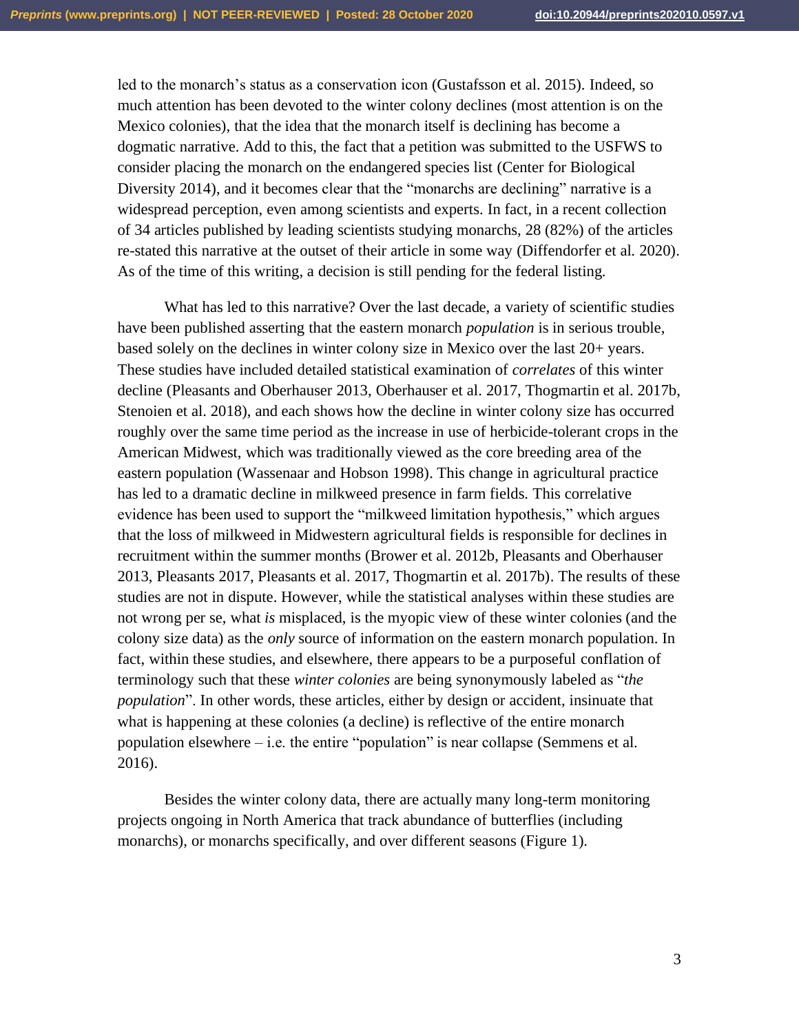led to the monarch's status as a conservation icon (Gustafsson et al. 2015). Indeed, so much attention has been devoted to the winter colony declines (most attention is on the Mexico colonies), that the idea that the monarch itself is declining has become a dogmatic narrative. Add to this, the fact that a petition was submitted to the USFWS to consider placing the monarch on the endangered species list (Center for Biological Diversity 2014), and it becomes clear that the "monarchs are declining" narrative is a widespread perception, even among scientists and experts. In fact, in a recent collection of 34 articles published by leading scientists studying monarchs, 28 (82%) of the articles re-stated this narrative at the outset of their article in some way (Diffendorfer et al. 2020). As of the time of this writing, a decision is still pending for the federal listing.

What has led to this narrative? Over the last decade, a variety of scientific studies have been published asserting that the eastern monarch *population* is in serious trouble, based solely on the declines in winter colony size in Mexico over the last 20+ years. These studies have included detailed statistical examination of *correlates* of this winter decline (Pleasants and Oberhauser 2013, Oberhauser et al. 2017, Thogmartin et al. 2017b, Stenoien et al. 2018), and each shows how the decline in winter colony size has occurred roughly over the same time period as the increase in use of herbicide-tolerant crops in the American Midwest, which was traditionally viewed as the core breeding area of the eastern population (Wassenaar and Hobson 1998). This change in agricultural practice has led to a dramatic decline in milkweed presence in farm fields. This correlative evidence has been used to support the "milkweed limitation hypothesis," which argues that the loss of milkweed in Midwestern agricultural fields is responsible for declines in recruitment within the summer months (Brower et al. 2012b, Pleasants and Oberhauser 2013, Pleasants 2017, Pleasants et al. 2017, Thogmartin et al. 2017b). The results of these studies are not in dispute. However, while the statistical analyses within these studies are not wrong per se, what *is* misplaced, is the myopic view of these winter colonies (and the colony size data) as the *only* source of information on the eastern monarch population. In fact, within these studies, and elsewhere, there appears to be a purposeful conflation of terminology such that these *winter colonies* are being synonymously labeled as "*the population*". In other words, these articles, either by design or accident, insinuate that what is happening at these colonies (a decline) is reflective of the entire monarch population elsewhere – i.e. the entire "population" is near collapse (Semmens et al. 2016).

Besides the winter colony data, there are actually many long-term monitoring projects ongoing in North America that track abundance of butterflies (including monarchs), or monarchs specifically, and over different seasons (Figure 1).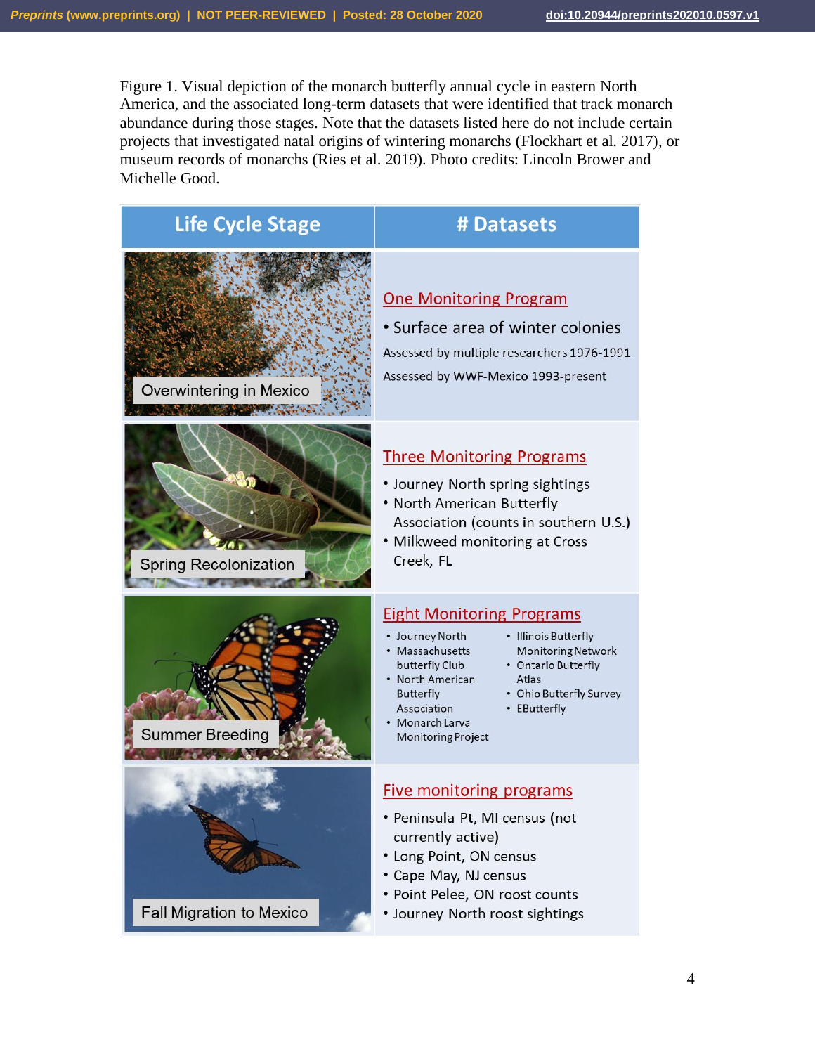Figure 1. Visual depiction of the monarch butterfly annual cycle in eastern North America, and the associated long-term datasets that were identified that track monarch abundance during those stages. Note that the datasets listed here do not include certain projects that investigated natal origins of wintering monarchs (Flockhart et al. 2017), or museum records of monarchs (Ries et al. 2019). Photo credits: Lincoln Brower and Michelle Good.

| Life Cycle Stage | # Datasets |
| --- | --- |
| Overwintering in Mexico | **One Monitoring Program**<br>• Surface area of winter colonies<br>Assessed by multiple researchers 1976-1991<br>Assessed by WWF-Mexico 1993-present |
| Spring Recolonization | **Three Monitoring Programs**<br>• Journey North spring sightings<br>• North American Butterfly Association (counts in southern U.S.)<br>• Milkweed monitoring at Cross Creek, FL |
| Summer Breeding | **Eight Monitoring Programs**<br>• Journey North<br>• Massachusetts butterfly Club<br>• North American Butterfly Association<br>• Monarch Larva Monitoring Project<br>• Illinois Butterfly Monitoring Network<br>• Ontario Butterfly Atlas<br>• Ohio Butterfly Survey<br>• EButterfly |
| Fall Migration to Mexico | **Five monitoring programs**<br>• Peninsula Pt, MI census (not currently active)<br>• Long Point, ON census<br>• Cape May, NJ census<br>• Point Pelee, ON roost counts<br>• Journey North roost sightings |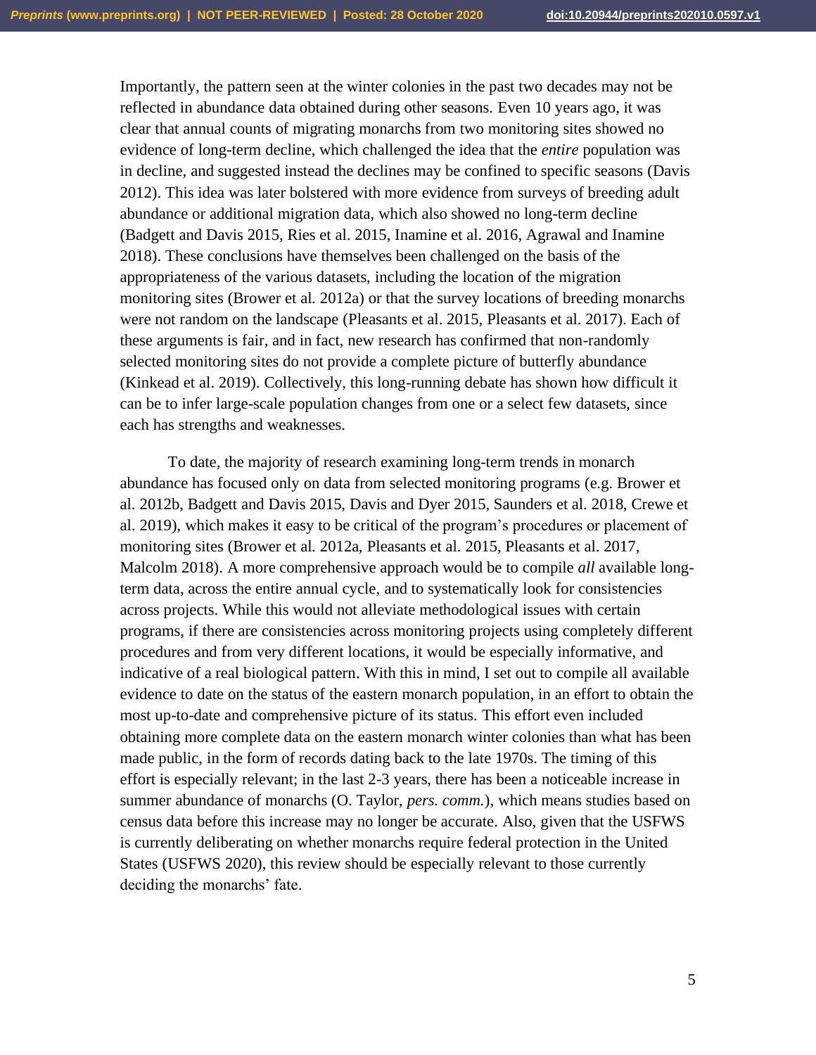Importantly, the pattern seen at the winter colonies in the past two decades may not be reflected in abundance data obtained during other seasons. Even 10 years ago, it was clear that annual counts of migrating monarchs from two monitoring sites showed no evidence of long-term decline, which challenged the idea that the *entire* population was in decline, and suggested instead the declines may be confined to specific seasons (Davis 2012). This idea was later bolstered with more evidence from surveys of breeding adult abundance or additional migration data, which also showed no long-term decline (Badgett and Davis 2015, Ries et al. 2015, Inamine et al. 2016, Agrawal and Inamine 2018). These conclusions have themselves been challenged on the basis of the appropriateness of the various datasets, including the location of the migration monitoring sites (Brower et al. 2012a) or that the survey locations of breeding monarchs were not random on the landscape (Pleasants et al. 2015, Pleasants et al. 2017). Each of these arguments is fair, and in fact, new research has confirmed that non-randomly selected monitoring sites do not provide a complete picture of butterfly abundance (Kinkead et al. 2019). Collectively, this long-running debate has shown how difficult it can be to infer large-scale population changes from one or a select few datasets, since each has strengths and weaknesses.

To date, the majority of research examining long-term trends in monarch abundance has focused only on data from selected monitoring programs (e.g. Brower et al. 2012b, Badgett and Davis 2015, Davis and Dyer 2015, Saunders et al. 2018, Crewe et al. 2019), which makes it easy to be critical of the program's procedures or placement of monitoring sites (Brower et al. 2012a, Pleasants et al. 2015, Pleasants et al. 2017, Malcolm 2018). A more comprehensive approach would be to compile *all* available long-term data, across the entire annual cycle, and to systematically look for consistencies across projects. While this would not alleviate methodological issues with certain programs, if there are consistencies across monitoring projects using completely different procedures and from very different locations, it would be especially informative, and indicative of a real biological pattern. With this in mind, I set out to compile all available evidence to date on the status of the eastern monarch population, in an effort to obtain the most up-to-date and comprehensive picture of its status. This effort even included obtaining more complete data on the eastern monarch winter colonies than what has been made public, in the form of records dating back to the late 1970s. The timing of this effort is especially relevant; in the last 2-3 years, there has been a noticeable increase in summer abundance of monarchs (O. Taylor, *pers. comm.*), which means studies based on census data before this increase may no longer be accurate. Also, given that the USFWS is currently deliberating on whether monarchs require federal protection in the United States (USFWS 2020), this review should be especially relevant to those currently deciding the monarchs' fate.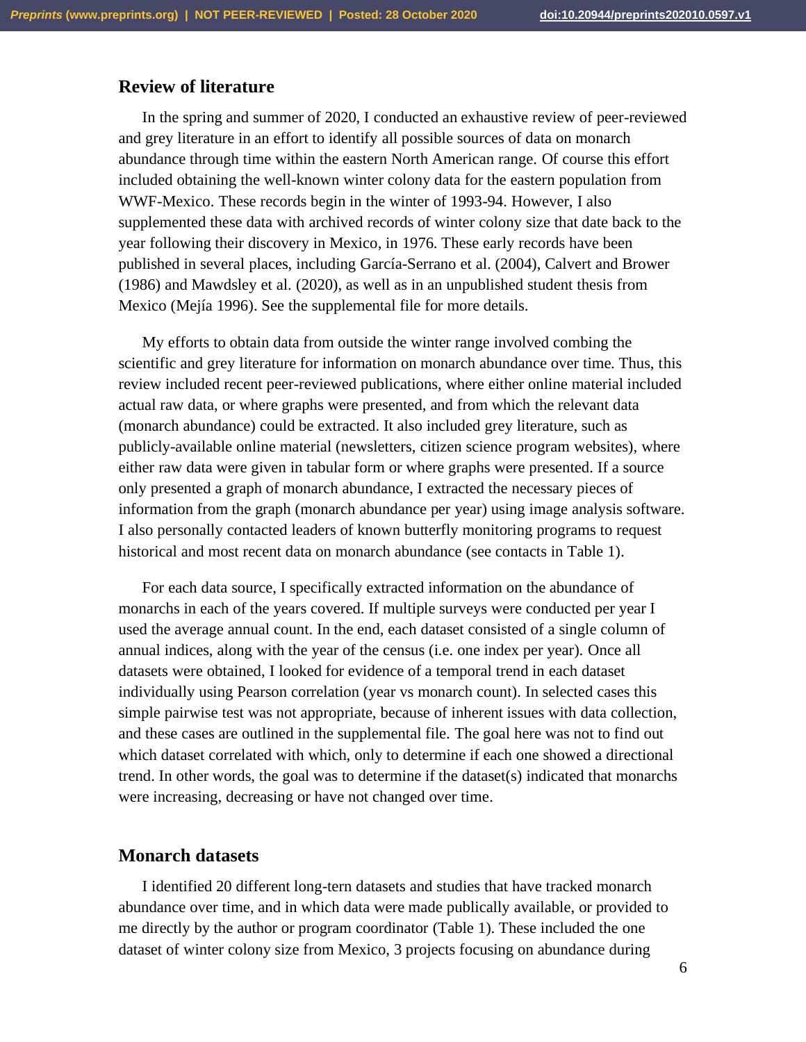## Review of literature

In the spring and summer of 2020, I conducted an exhaustive review of peer-reviewed and grey literature in an effort to identify all possible sources of data on monarch abundance through time within the eastern North American range. Of course this effort included obtaining the well-known winter colony data for the eastern population from WWF-Mexico. These records begin in the winter of 1993-94. However, I also supplemented these data with archived records of winter colony size that date back to the year following their discovery in Mexico, in 1976. These early records have been published in several places, including García-Serrano et al. (2004), Calvert and Brower (1986) and Mawdsley et al. (2020), as well as in an unpublished student thesis from Mexico (Mejía 1996). See the supplemental file for more details.

My efforts to obtain data from outside the winter range involved combing the scientific and grey literature for information on monarch abundance over time. Thus, this review included recent peer-reviewed publications, where either online material included actual raw data, or where graphs were presented, and from which the relevant data (monarch abundance) could be extracted. It also included grey literature, such as publicly-available online material (newsletters, citizen science program websites), where either raw data were given in tabular form or where graphs were presented. If a source only presented a graph of monarch abundance, I extracted the necessary pieces of information from the graph (monarch abundance per year) using image analysis software. I also personally contacted leaders of known butterfly monitoring programs to request historical and most recent data on monarch abundance (see contacts in Table 1).

For each data source, I specifically extracted information on the abundance of monarchs in each of the years covered. If multiple surveys were conducted per year I used the average annual count. In the end, each dataset consisted of a single column of annual indices, along with the year of the census (i.e. one index per year). Once all datasets were obtained, I looked for evidence of a temporal trend in each dataset individually using Pearson correlation (year vs monarch count). In selected cases this simple pairwise test was not appropriate, because of inherent issues with data collection, and these cases are outlined in the supplemental file. The goal here was not to find out which dataset correlated with which, only to determine if each one showed a directional trend. In other words, the goal was to determine if the dataset(s) indicated that monarchs were increasing, decreasing or have not changed over time.

## Monarch datasets

I identified 20 different long-tern datasets and studies that have tracked monarch abundance over time, and in which data were made publically available, or provided to me directly by the author or program coordinator (Table 1). These included the one dataset of winter colony size from Mexico, 3 projects focusing on abundance during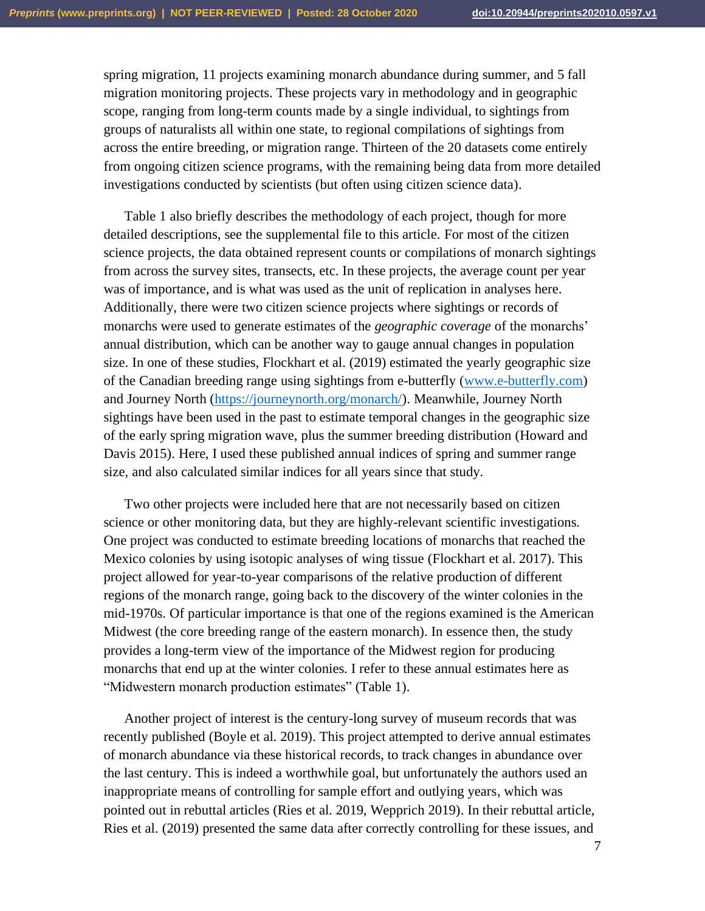spring migration, 11 projects examining monarch abundance during summer, and 5 fall migration monitoring projects. These projects vary in methodology and in geographic scope, ranging from long-term counts made by a single individual, to sightings from groups of naturalists all within one state, to regional compilations of sightings from across the entire breeding, or migration range. Thirteen of the 20 datasets come entirely from ongoing citizen science programs, with the remaining being data from more detailed investigations conducted by scientists (but often using citizen science data).

Table 1 also briefly describes the methodology of each project, though for more detailed descriptions, see the supplemental file to this article. For most of the citizen science projects, the data obtained represent counts or compilations of monarch sightings from across the survey sites, transects, etc. In these projects, the average count per year was of importance, and is what was used as the unit of replication in analyses here. Additionally, there were two citizen science projects where sightings or records of monarchs were used to generate estimates of the *geographic coverage* of the monarchs' annual distribution, which can be another way to gauge annual changes in population size. In one of these studies, Flockhart et al. (2019) estimated the yearly geographic size of the Canadian breeding range using sightings from e-butterfly (www.e-butterfly.com) and Journey North (https://journeynorth.org/monarch/). Meanwhile, Journey North sightings have been used in the past to estimate temporal changes in the geographic size of the early spring migration wave, plus the summer breeding distribution (Howard and Davis 2015). Here, I used these published annual indices of spring and summer range size, and also calculated similar indices for all years since that study.

Two other projects were included here that are not necessarily based on citizen science or other monitoring data, but they are highly-relevant scientific investigations. One project was conducted to estimate breeding locations of monarchs that reached the Mexico colonies by using isotopic analyses of wing tissue (Flockhart et al. 2017). This project allowed for year-to-year comparisons of the relative production of different regions of the monarch range, going back to the discovery of the winter colonies in the mid-1970s. Of particular importance is that one of the regions examined is the American Midwest (the core breeding range of the eastern monarch). In essence then, the study provides a long-term view of the importance of the Midwest region for producing monarchs that end up at the winter colonies. I refer to these annual estimates here as "Midwestern monarch production estimates" (Table 1).

Another project of interest is the century-long survey of museum records that was recently published (Boyle et al. 2019). This project attempted to derive annual estimates of monarch abundance via these historical records, to track changes in abundance over the last century. This is indeed a worthwhile goal, but unfortunately the authors used an inappropriate means of controlling for sample effort and outlying years, which was pointed out in rebuttal articles (Ries et al. 2019, Wepprich 2019). In their rebuttal article, Ries et al. (2019) presented the same data after correctly controlling for these issues, and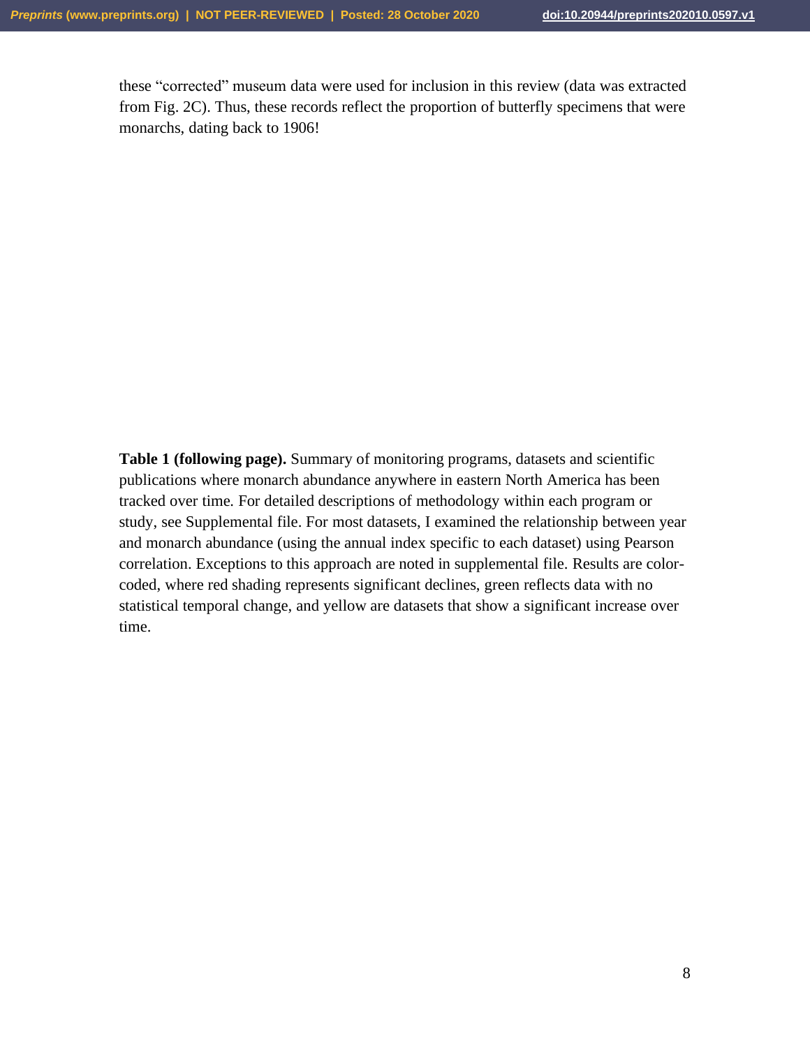these "corrected" museum data were used for inclusion in this review (data was extracted from Fig. 2C). Thus, these records reflect the proportion of butterfly specimens that were monarchs, dating back to 1906!

**Table 1 (following page).** Summary of monitoring programs, datasets and scientific publications where monarch abundance anywhere in eastern North America has been tracked over time. For detailed descriptions of methodology within each program or study, see Supplemental file. For most datasets, I examined the relationship between year and monarch abundance (using the annual index specific to each dataset) using Pearson correlation. Exceptions to this approach are noted in supplemental file. Results are color-coded, where red shading represents significant declines, green reflects data with no statistical temporal change, and yellow are datasets that show a significant increase over time.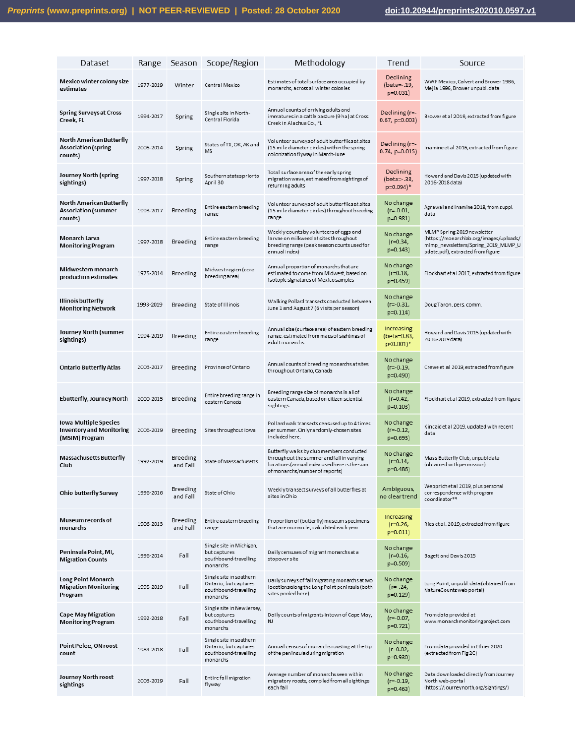| Dataset | Range | Season | Scope/Region | Methodology | Trend | Source |
|---|---|---|---|---|---|---|
| **Mexico winter colony size estimates** | 1977-2019 | Winter | Central Mexico | Estimates of total surface area occupied by monarchs, across all winter colonies | Declining (beta=-.19, p=0.031) | WWF Mexico, Calvert and Brower 1986, Mejia 1996, Brower unpubl. data |
| **Spring Surveys at Cross Creek, FL** | 1994-2017 | Spring | Single site in North-Central Florida | Annual counts of arriving adults and immatures in a cattle pasture (9 ha) at Cross Creek in Alachua Co., FL | Declining (r=-0.67, p=0.003) | Brower et al 2019, extracted from figure |
| **North American Butterfly Association (spring counts)** | 2005-2014 | Spring | States of TX, OK, AK and MS | Volunteer surveys of adult butterflies at sites (15 mile diameter circles) within the spring colonization flyway in March-June | Declining (r=-0.74, p=0.015) | Inamine et al 2016, extracted from figure |
| **Journey North (spring sightings)** | 1997-2018 | Spring | Southern states prior to April 30 | Total surface area of the early spring migration wave, estimated from sightings of returning adults | Declining (beta=-.38, p=0.094)* | Howard and Davis 2015 (updated with 2016-2018 data) |
| **North American Butterfly Association (summer counts)** | 1993-2017 | Breeding | Entire eastern breeding range | Volunteer surveys of adult butterflies at sites (15 mile diameter circles) throughout breeding range | No change (r=-0.01, p=0.981) | Agrawal and Inamine 2018, from suppl. data |
| **Monarch Larva Monitoring Program** | 1997-2018 | Breeding | Entire eastern breeding range | Weekly counts by volunteers of eggs and larvae on milkweed at sites throughout breeding range (peak season counts used for annual index) | No change (r=0.34, p=0.143) | MLMP Spring 2019 newsletter (https://monarchlab.org/images/uploads/mlmp_newsletters/Spring_2019_MLMP_Update.pdf), extracted from figure |
| **Midwestern monarch production estimates** | 1975-2014 | Breeding | Midwest region (core breeding area) | Annual proportion of monarchs that are estimated to come from Midwest, based on isotopic signatures of Mexico samples | No change (r=0.18, p=0.459) | Flockhart et al 2017, extracted from figure |
| **Illinois butterfly Monitoring Network** | 1993-2019 | Breeding | State of Illinois | Walking Pollard transects conducted between June 1 and August 7 (6 visits per season) | No change (r=-0.31, p=0.114) | Doug Taron, pers. comm. |
| **Journey North (summer sightings)** | 1994-2019 | Breeding | Entire eastern breeding range | Annual size (surface area) of eastern breeding range, estimated from maps of sightings of adult monarchs | Increasing (beta=0.83, p<0.001)* | Howard and Davis 2015 (updated with 2016-2019 data) |
| **Ontario Butterfly Atlas** | 2003-2017 | Breeding | Province of Ontario | Annual counts of breeding monarchs at sites throughout Ontario, Canada | No change (r=-0.19, p=0.490) | Crewe et al 2019, extracted from figure |
| **Ebutterfly, Journey North** | 2000-2015 | Breeding | Entire breeding range in eastern Canada | Breeding range size of monarchs in all of eastern Canada, based on citizen scientist sightings | No change (r=0.42, p=0.103) | Flockhart et al 2019, extracted from figure |
| **Iowa Multiple Species Inventory and Monitoring (MSIM) Program** | 2006-2019 | Breeding | Sites throughout Iowa | Pollard walk transects censused up to 4 times per summer. Only randomly-chosen sites included here. | No change (r=-0.12, p=0.693) | Kincaid et al 2019, updated with recent data |
| **Massachusetts Butterfly Club** | 1992-2019 | Breeding and Fall | State of Massachusetts | Butterfly walks by club members conducted throughout the summer and fall in varying locations (annual index used here is the sum of monarchs/number of reports) | No change (r=0.14, p=0.486) | Mass Butterfly Club, unpubl data (obtained with permission) |
| **Ohio butterfly Survey** | 1996-2016 | Breeding and Fall | State of Ohio | Weekly transect surveys of all butterflies at sites in Ohio | Ambiguous, no clear trend | Wepprich et al 2019, plus personal correspondence with program coordinator** |
| **Museum records of monarchs** | 1906-2013 | Breeding and Fall | Entire eastern breeding range | Proportion of (butterfly) museum specimens that are monarchs, calculated each year | Increasing (r=0.26, p=0.011) | Ries et al. 2019, extracted from figure |
| **Peninsula Point, MI, Migration Counts** | 1996-2014 | Fall | Single site in Michigan, but captures southbound-travelling monarchs | Daily censuses of migrant monarchs at a stopover site | No change (r=0.16, p=0.509) | Bagett and Davis 2015 |
| **Long Point Monarch Migration Monitoring Program** | 1995-2019 | Fall | Single site in southern Ontario, but captures southbound-travelling monarchs | Daily surveys of fall migrating monarchs at two locations along the Long Point peninsula (both sites pooled here) | No change (r=-.24, p=0.129) | Long Point, unpubl. data (obtained from NatureCounts web portal) |
| **Cape May Migration Monitoring Program** | 1992-2018 | Fall | Single site in New Jersey, but captures southbound-travelling monarchs | Daily counts of migrants in town of Cape May, NJ | No change (r=-0.07, p=0.721) | From data provided at www.monarchmonitoringproject.com |
| **Point Pelee, ON roost count** | 1984-2018 | Fall | Single site in southern Ontario, but captures southbound-travelling monarchs | Annual census of monarchs roosting at the tip of the peninsula during migration | No change (r=0.02, p=0.930) | From data provided in Ethier 2020 (extracted from Fig 2C) |
| **Journey North roost sightings** | 2003-2019 | Fall | Entire fall migration flyway | Average number of monarchs seen within migratory roosts, compiled from all sightings each fall | No change (r=-0.19, p=0.463) | Data downloaded directly from Journey North web-portal (https://journeynorth.org/sightings/) |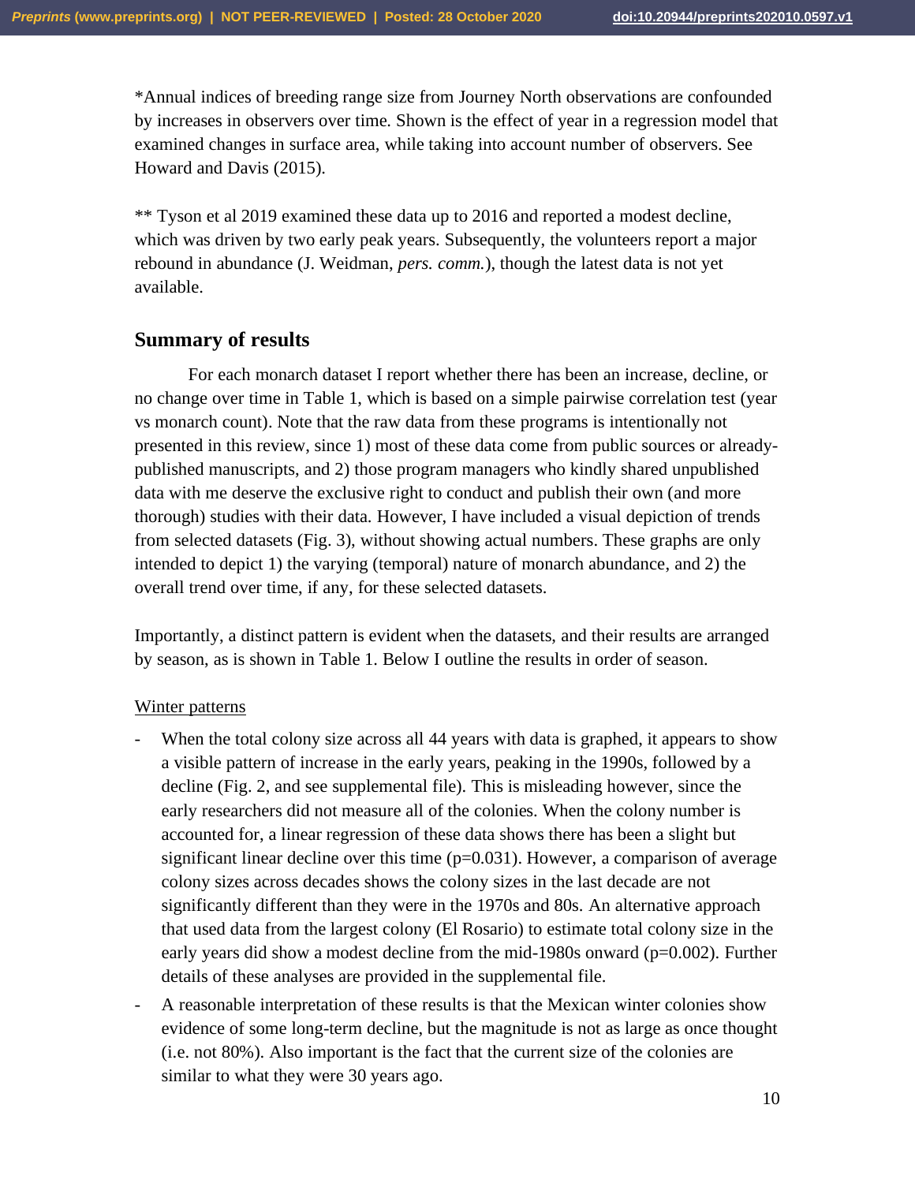*Annual indices of breeding range size from Journey North observations are confounded by increases in observers over time. Shown is the effect of year in a regression model that examined changes in surface area, while taking into account number of observers. See Howard and Davis (2015).

** Tyson et al 2019 examined these data up to 2016 and reported a modest decline, which was driven by two early peak years. Subsequently, the volunteers report a major rebound in abundance (J. Weidman, *pers. comm.*), though the latest data is not yet available.

## Summary of results

For each monarch dataset I report whether there has been an increase, decline, or no change over time in Table 1, which is based on a simple pairwise correlation test (year vs monarch count). Note that the raw data from these programs is intentionally not presented in this review, since 1) most of these data come from public sources or already-published manuscripts, and 2) those program managers who kindly shared unpublished data with me deserve the exclusive right to conduct and publish their own (and more thorough) studies with their data. However, I have included a visual depiction of trends from selected datasets (Fig. 3), without showing actual numbers. These graphs are only intended to depict 1) the varying (temporal) nature of monarch abundance, and 2) the overall trend over time, if any, for these selected datasets.

Importantly, a distinct pattern is evident when the datasets, and their results are arranged by season, as is shown in Table 1. Below I outline the results in order of season.

<u>Winter patterns</u>

- When the total colony size across all 44 years with data is graphed, it appears to show a visible pattern of increase in the early years, peaking in the 1990s, followed by a decline (Fig. 2, and see supplemental file). This is misleading however, since the early researchers did not measure all of the colonies. When the colony number is accounted for, a linear regression of these data shows there has been a slight but significant linear decline over this time ($p=0.031$). However, a comparison of average colony sizes across decades shows the colony sizes in the last decade are not significantly different than they were in the 1970s and 80s. An alternative approach that used data from the largest colony (El Rosario) to estimate total colony size in the early years did show a modest decline from the mid-1980s onward ($p=0.002$). Further details of these analyses are provided in the supplemental file.
- A reasonable interpretation of these results is that the Mexican winter colonies show evidence of some long-term decline, but the magnitude is not as large as once thought (i.e. not 80%). Also important is the fact that the current size of the colonies are similar to what they were 30 years ago.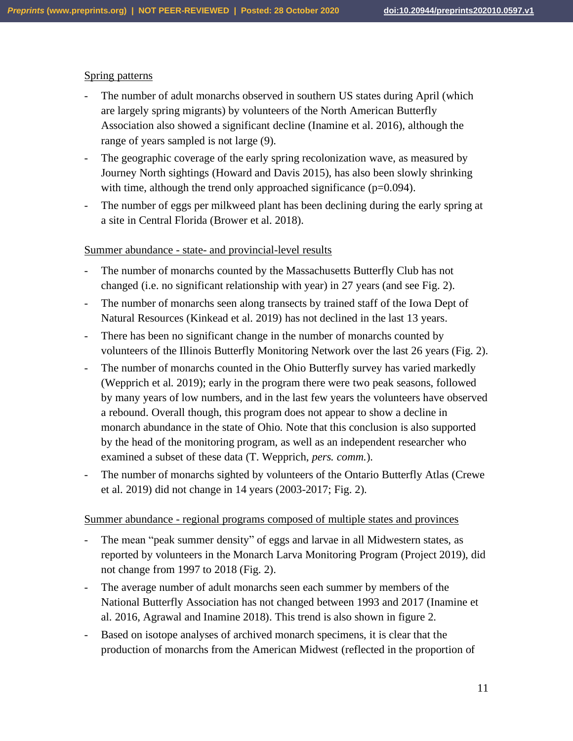Spring patterns

- The number of adult monarchs observed in southern US states during April (which are largely spring migrants) by volunteers of the North American Butterfly Association also showed a significant decline (Inamine et al. 2016), although the range of years sampled is not large (9).
- The geographic coverage of the early spring recolonization wave, as measured by Journey North sightings (Howard and Davis 2015), has also been slowly shrinking with time, although the trend only approached significance (p=0.094).
- The number of eggs per milkweed plant has been declining during the early spring at a site in Central Florida (Brower et al. 2018).

Summer abundance - state- and provincial-level results

- The number of monarchs counted by the Massachusetts Butterfly Club has not changed (i.e. no significant relationship with year) in 27 years (and see Fig. 2).
- The number of monarchs seen along transects by trained staff of the Iowa Dept of Natural Resources (Kinkead et al. 2019) has not declined in the last 13 years.
- There has been no significant change in the number of monarchs counted by volunteers of the Illinois Butterfly Monitoring Network over the last 26 years (Fig. 2).
- The number of monarchs counted in the Ohio Butterfly survey has varied markedly (Wepprich et al. 2019); early in the program there were two peak seasons, followed by many years of low numbers, and in the last few years the volunteers have observed a rebound. Overall though, this program does not appear to show a decline in monarch abundance in the state of Ohio. Note that this conclusion is also supported by the head of the monitoring program, as well as an independent researcher who examined a subset of these data (T. Wepprich, *pers. comm.*).
- The number of monarchs sighted by volunteers of the Ontario Butterfly Atlas (Crewe et al. 2019) did not change in 14 years (2003-2017; Fig. 2).

Summer abundance - regional programs composed of multiple states and provinces

- The mean "peak summer density" of eggs and larvae in all Midwestern states, as reported by volunteers in the Monarch Larva Monitoring Program (Project 2019), did not change from 1997 to 2018 (Fig. 2).
- The average number of adult monarchs seen each summer by members of the National Butterfly Association has not changed between 1993 and 2017 (Inamine et al. 2016, Agrawal and Inamine 2018). This trend is also shown in figure 2.
- Based on isotope analyses of archived monarch specimens, it is clear that the production of monarchs from the American Midwest (reflected in the proportion of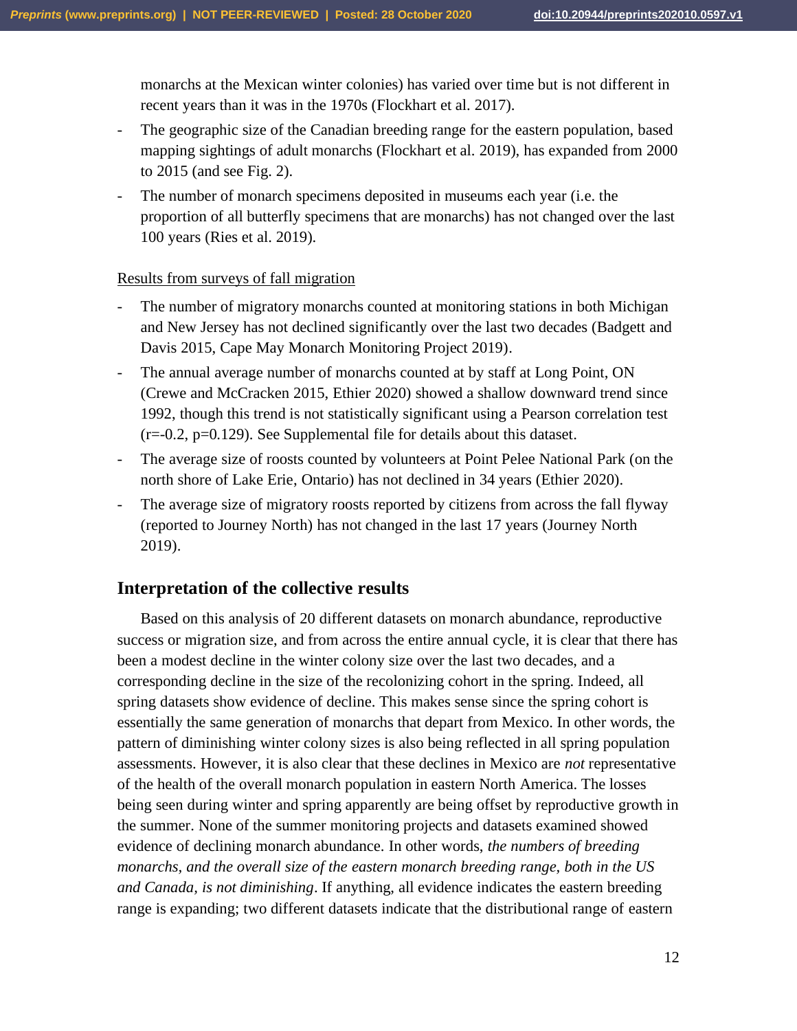monarchs at the Mexican winter colonies) has varied over time but is not different in recent years than it was in the 1970s (Flockhart et al. 2017).

- The geographic size of the Canadian breeding range for the eastern population, based mapping sightings of adult monarchs (Flockhart et al. 2019), has expanded from 2000 to 2015 (and see Fig. 2).
- The number of monarch specimens deposited in museums each year (i.e. the proportion of all butterfly specimens that are monarchs) has not changed over the last 100 years (Ries et al. 2019).

Results from surveys of fall migration

- The number of migratory monarchs counted at monitoring stations in both Michigan and New Jersey has not declined significantly over the last two decades (Badgett and Davis 2015, Cape May Monarch Monitoring Project 2019).
- The annual average number of monarchs counted at by staff at Long Point, ON (Crewe and McCracken 2015, Ethier 2020) showed a shallow downward trend since 1992, though this trend is not statistically significant using a Pearson correlation test ($r=-0.2$, $p=0.129$). See Supplemental file for details about this dataset.
- The average size of roosts counted by volunteers at Point Pelee National Park (on the north shore of Lake Erie, Ontario) has not declined in 34 years (Ethier 2020).
- The average size of migratory roosts reported by citizens from across the fall flyway (reported to Journey North) has not changed in the last 17 years (Journey North 2019).

## Interpretation of the collective results

Based on this analysis of 20 different datasets on monarch abundance, reproductive success or migration size, and from across the entire annual cycle, it is clear that there has been a modest decline in the winter colony size over the last two decades, and a corresponding decline in the size of the recolonizing cohort in the spring. Indeed, all spring datasets show evidence of decline. This makes sense since the spring cohort is essentially the same generation of monarchs that depart from Mexico. In other words, the pattern of diminishing winter colony sizes is also being reflected in all spring population assessments. However, it is also clear that these declines in Mexico are *not* representative of the health of the overall monarch population in eastern North America. The losses being seen during winter and spring apparently are being offset by reproductive growth in the summer. None of the summer monitoring projects and datasets examined showed evidence of declining monarch abundance. In other words, *the numbers of breeding monarchs, and the overall size of the eastern monarch breeding range, both in the US and Canada, is not diminishing*. If anything, all evidence indicates the eastern breeding range is expanding; two different datasets indicate that the distributional range of eastern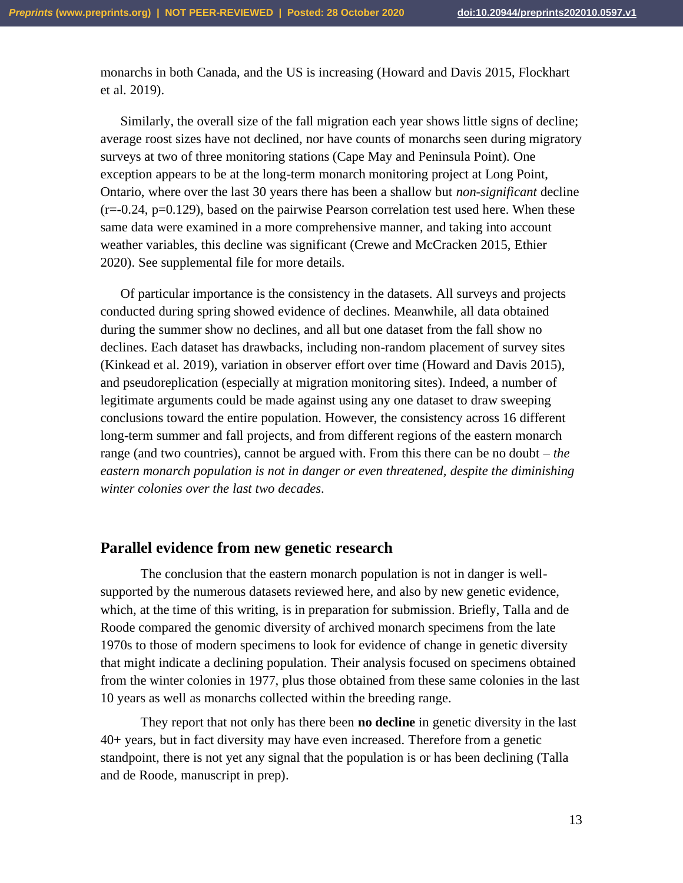monarchs in both Canada, and the US is increasing (Howard and Davis 2015, Flockhart et al. 2019).

Similarly, the overall size of the fall migration each year shows little signs of decline; average roost sizes have not declined, nor have counts of monarchs seen during migratory surveys at two of three monitoring stations (Cape May and Peninsula Point). One exception appears to be at the long-term monarch monitoring project at Long Point, Ontario, where over the last 30 years there has been a shallow but *non-significant* decline ($r=-0.24$, $p=0.129$), based on the pairwise Pearson correlation test used here. When these same data were examined in a more comprehensive manner, and taking into account weather variables, this decline was significant (Crewe and McCracken 2015, Ethier 2020). See supplemental file for more details.

Of particular importance is the consistency in the datasets. All surveys and projects conducted during spring showed evidence of declines. Meanwhile, all data obtained during the summer show no declines, and all but one dataset from the fall show no declines. Each dataset has drawbacks, including non-random placement of survey sites (Kinkead et al. 2019), variation in observer effort over time (Howard and Davis 2015), and pseudoreplication (especially at migration monitoring sites). Indeed, a number of legitimate arguments could be made against using any one dataset to draw sweeping conclusions toward the entire population. However, the consistency across 16 different long-term summer and fall projects, and from different regions of the eastern monarch range (and two countries), cannot be argued with. From this there can be no doubt – *the eastern monarch population is not in danger or even threatened, despite the diminishing winter colonies over the last two decades*.

## Parallel evidence from new genetic research

The conclusion that the eastern monarch population is not in danger is well-supported by the numerous datasets reviewed here, and also by new genetic evidence, which, at the time of this writing, is in preparation for submission. Briefly, Talla and de Roode compared the genomic diversity of archived monarch specimens from the late 1970s to those of modern specimens to look for evidence of change in genetic diversity that might indicate a declining population. Their analysis focused on specimens obtained from the winter colonies in 1977, plus those obtained from these same colonies in the last 10 years as well as monarchs collected within the breeding range.

They report that not only has there been **no decline** in genetic diversity in the last 40+ years, but in fact diversity may have even increased. Therefore from a genetic standpoint, there is not yet any signal that the population is or has been declining (Talla and de Roode, manuscript in prep).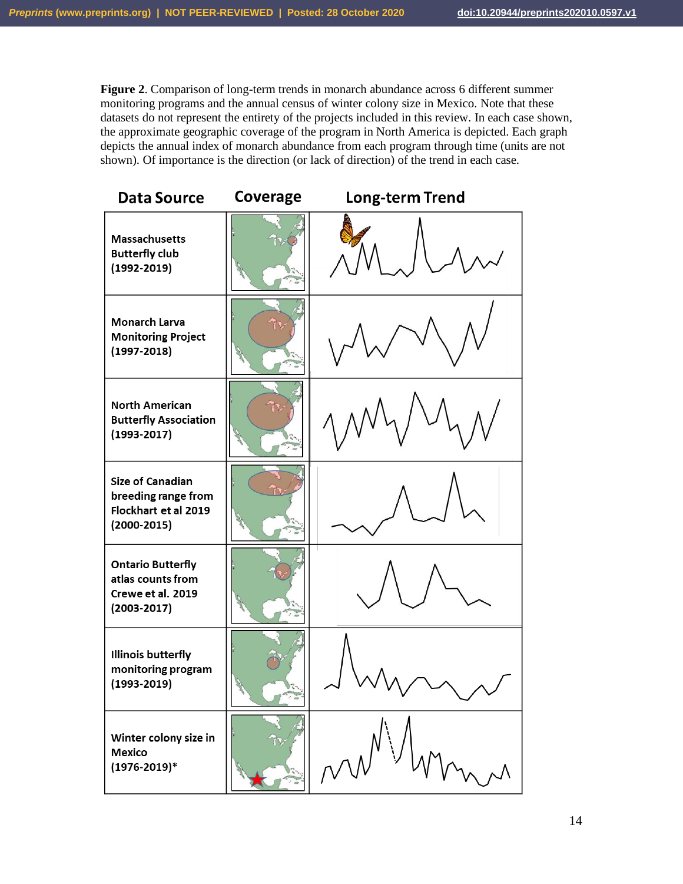**Figure 2**. Comparison of long-term trends in monarch abundance across 6 different summer monitoring programs and the annual census of winter colony size in Mexico. Note that these datasets do not represent the entirety of the projects included in this review. In each case shown, the approximate geographic coverage of the program in North America is depicted. Each graph depicts the annual index of monarch abundance from each program through time (units are not shown). Of importance is the direction (or lack of direction) of the trend in each case.

| Data Source | Coverage | Long-term Trend |
| --- | --- | --- |
| Massachusetts Butterfly club (1992-2019) | | |
| Monarch Larva Monitoring Project (1997-2018) | | |
| North American Butterfly Association (1993-2017) | | |
| Size of Canadian breeding range from Flockhart et al 2019 (2000-2015) | | |
| Ontario Butterfly atlas counts from Crewe et al. 2019 (2003-2017) | | |
| Illinois butterfly monitoring program (1993-2019) | | |
| Winter colony size in Mexico (1976-2019)* | | |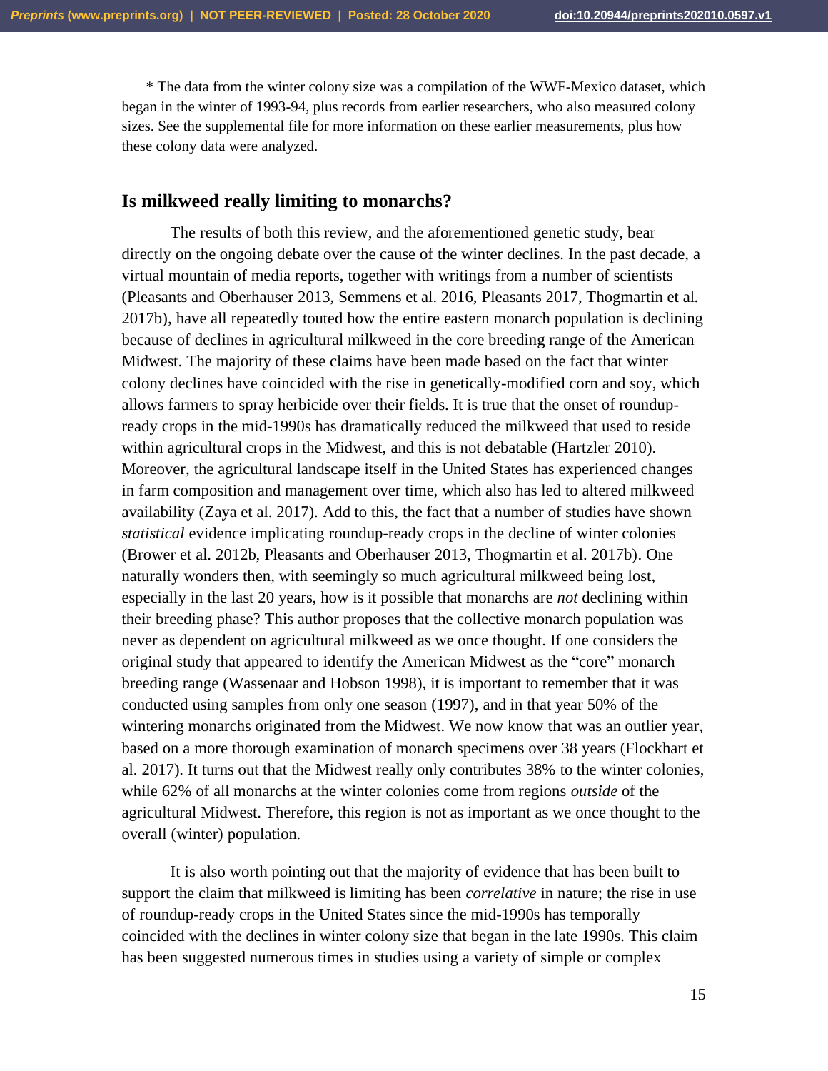\* The data from the winter colony size was a compilation of the WWF-Mexico dataset, which began in the winter of 1993-94, plus records from earlier researchers, who also measured colony sizes. See the supplemental file for more information on these earlier measurements, plus how these colony data were analyzed.

## Is milkweed really limiting to monarchs?

The results of both this review, and the aforementioned genetic study, bear directly on the ongoing debate over the cause of the winter declines. In the past decade, a virtual mountain of media reports, together with writings from a number of scientists (Pleasants and Oberhauser 2013, Semmens et al. 2016, Pleasants 2017, Thogmartin et al. 2017b), have all repeatedly touted how the entire eastern monarch population is declining because of declines in agricultural milkweed in the core breeding range of the American Midwest. The majority of these claims have been made based on the fact that winter colony declines have coincided with the rise in genetically-modified corn and soy, which allows farmers to spray herbicide over their fields. It is true that the onset of roundup-ready crops in the mid-1990s has dramatically reduced the milkweed that used to reside within agricultural crops in the Midwest, and this is not debatable (Hartzler 2010). Moreover, the agricultural landscape itself in the United States has experienced changes in farm composition and management over time, which also has led to altered milkweed availability (Zaya et al. 2017). Add to this, the fact that a number of studies have shown *statistical* evidence implicating roundup-ready crops in the decline of winter colonies (Brower et al. 2012b, Pleasants and Oberhauser 2013, Thogmartin et al. 2017b). One naturally wonders then, with seemingly so much agricultural milkweed being lost, especially in the last 20 years, how is it possible that monarchs are *not* declining within their breeding phase? This author proposes that the collective monarch population was never as dependent on agricultural milkweed as we once thought. If one considers the original study that appeared to identify the American Midwest as the "core" monarch breeding range (Wassenaar and Hobson 1998), it is important to remember that it was conducted using samples from only one season (1997), and in that year 50% of the wintering monarchs originated from the Midwest. We now know that was an outlier year, based on a more thorough examination of monarch specimens over 38 years (Flockhart et al. 2017). It turns out that the Midwest really only contributes 38% to the winter colonies, while 62% of all monarchs at the winter colonies come from regions *outside* of the agricultural Midwest. Therefore, this region is not as important as we once thought to the overall (winter) population.

It is also worth pointing out that the majority of evidence that has been built to support the claim that milkweed is limiting has been *correlative* in nature; the rise in use of roundup-ready crops in the United States since the mid-1990s has temporally coincided with the declines in winter colony size that began in the late 1990s. This claim has been suggested numerous times in studies using a variety of simple or complex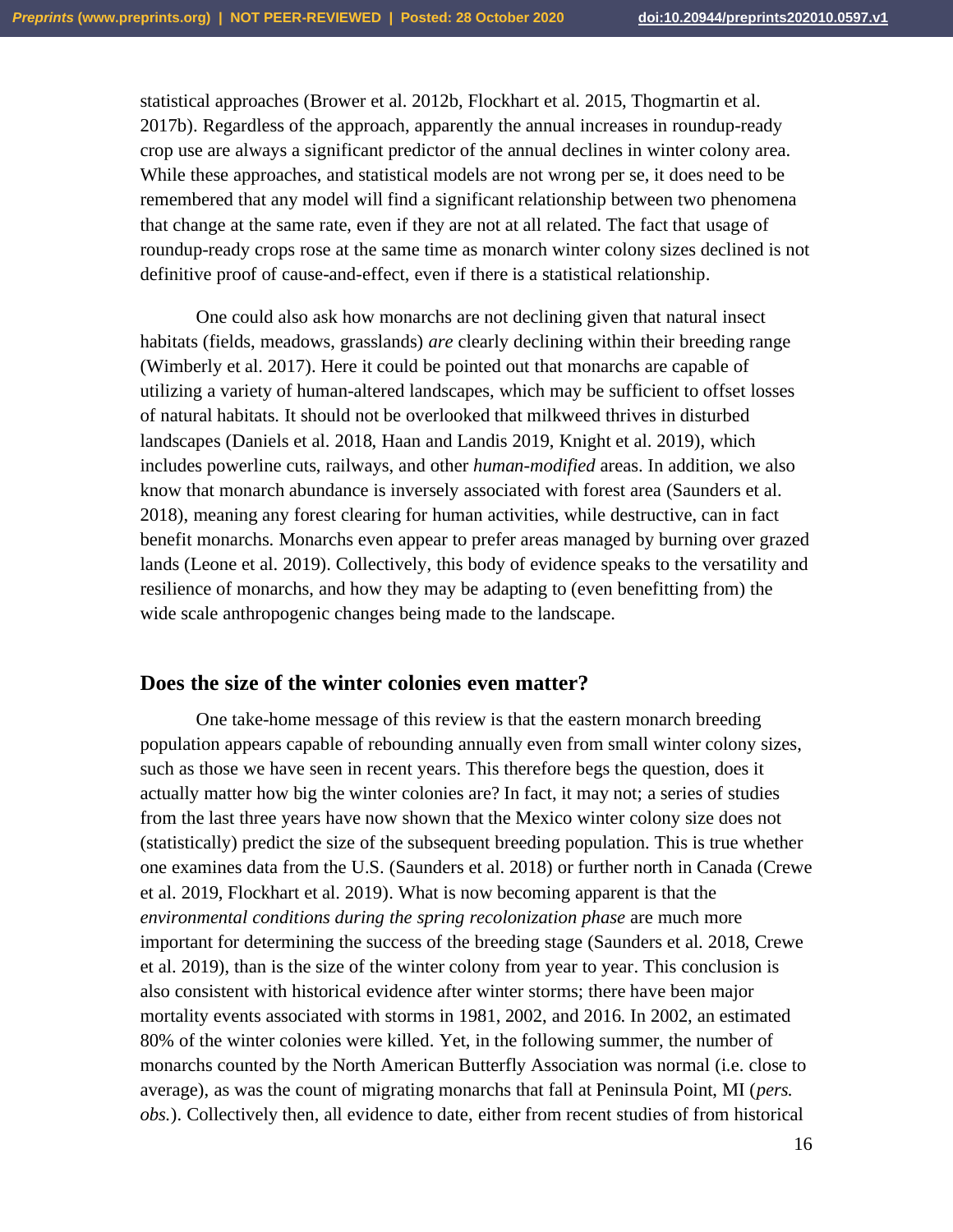statistical approaches (Brower et al. 2012b, Flockhart et al. 2015, Thogmartin et al. 2017b). Regardless of the approach, apparently the annual increases in roundup-ready crop use are always a significant predictor of the annual declines in winter colony area. While these approaches, and statistical models are not wrong per se, it does need to be remembered that any model will find a significant relationship between two phenomena that change at the same rate, even if they are not at all related. The fact that usage of roundup-ready crops rose at the same time as monarch winter colony sizes declined is not definitive proof of cause-and-effect, even if there is a statistical relationship.

One could also ask how monarchs are not declining given that natural insect habitats (fields, meadows, grasslands) *are* clearly declining within their breeding range (Wimberly et al. 2017). Here it could be pointed out that monarchs are capable of utilizing a variety of human-altered landscapes, which may be sufficient to offset losses of natural habitats. It should not be overlooked that milkweed thrives in disturbed landscapes (Daniels et al. 2018, Haan and Landis 2019, Knight et al. 2019), which includes powerline cuts, railways, and other *human-modified* areas. In addition, we also know that monarch abundance is inversely associated with forest area (Saunders et al. 2018), meaning any forest clearing for human activities, while destructive, can in fact benefit monarchs. Monarchs even appear to prefer areas managed by burning over grazed lands (Leone et al. 2019). Collectively, this body of evidence speaks to the versatility and resilience of monarchs, and how they may be adapting to (even benefitting from) the wide scale anthropogenic changes being made to the landscape.

## Does the size of the winter colonies even matter?

One take-home message of this review is that the eastern monarch breeding population appears capable of rebounding annually even from small winter colony sizes, such as those we have seen in recent years. This therefore begs the question, does it actually matter how big the winter colonies are? In fact, it may not; a series of studies from the last three years have now shown that the Mexico winter colony size does not (statistically) predict the size of the subsequent breeding population. This is true whether one examines data from the U.S. (Saunders et al. 2018) or further north in Canada (Crewe et al. 2019, Flockhart et al. 2019). What is now becoming apparent is that the *environmental conditions during the spring recolonization phase* are much more important for determining the success of the breeding stage (Saunders et al. 2018, Crewe et al. 2019), than is the size of the winter colony from year to year. This conclusion is also consistent with historical evidence after winter storms; there have been major mortality events associated with storms in 1981, 2002, and 2016. In 2002, an estimated 80% of the winter colonies were killed. Yet, in the following summer, the number of monarchs counted by the North American Butterfly Association was normal (i.e. close to average), as was the count of migrating monarchs that fall at Peninsula Point, MI (*pers. obs.*). Collectively then, all evidence to date, either from recent studies of from historical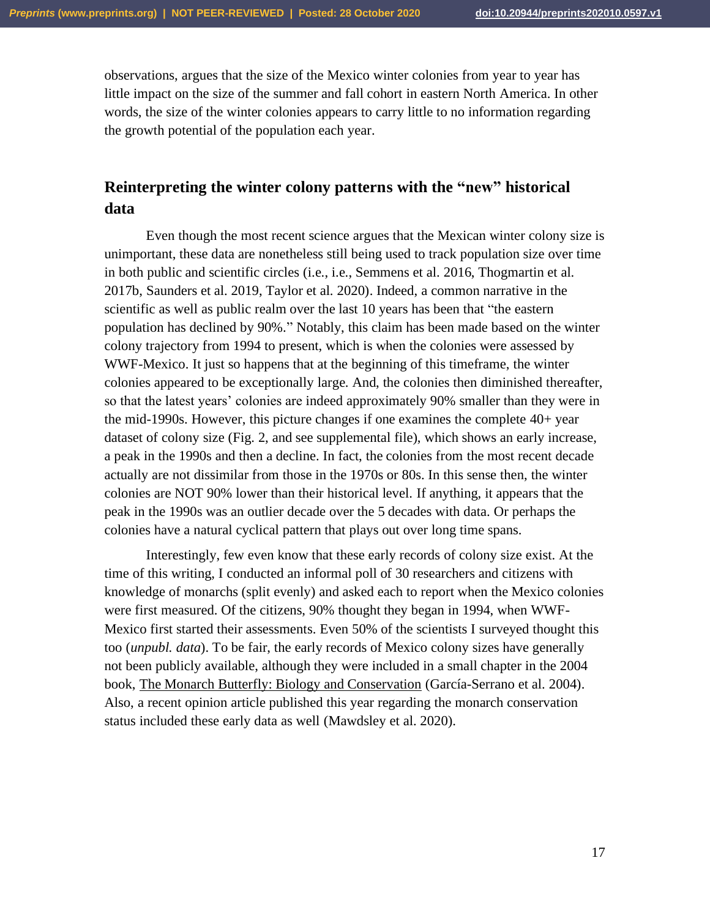observations, argues that the size of the Mexico winter colonies from year to year has little impact on the size of the summer and fall cohort in eastern North America. In other words, the size of the winter colonies appears to carry little to no information regarding the growth potential of the population each year.

## Reinterpreting the winter colony patterns with the "new" historical data

Even though the most recent science argues that the Mexican winter colony size is unimportant, these data are nonetheless still being used to track population size over time in both public and scientific circles (i.e., i.e., Semmens et al. 2016, Thogmartin et al. 2017b, Saunders et al. 2019, Taylor et al. 2020). Indeed, a common narrative in the scientific as well as public realm over the last 10 years has been that "the eastern population has declined by 90%." Notably, this claim has been made based on the winter colony trajectory from 1994 to present, which is when the colonies were assessed by WWF-Mexico. It just so happens that at the beginning of this timeframe, the winter colonies appeared to be exceptionally large. And, the colonies then diminished thereafter, so that the latest years' colonies are indeed approximately 90% smaller than they were in the mid-1990s. However, this picture changes if one examines the complete 40+ year dataset of colony size (Fig. 2, and see supplemental file), which shows an early increase, a peak in the 1990s and then a decline. In fact, the colonies from the most recent decade actually are not dissimilar from those in the 1970s or 80s. In this sense then, the winter colonies are NOT 90% lower than their historical level. If anything, it appears that the peak in the 1990s was an outlier decade over the 5 decades with data. Or perhaps the colonies have a natural cyclical pattern that plays out over long time spans.

Interestingly, few even know that these early records of colony size exist. At the time of this writing, I conducted an informal poll of 30 researchers and citizens with knowledge of monarchs (split evenly) and asked each to report when the Mexico colonies were first measured. Of the citizens, 90% thought they began in 1994, when WWF-Mexico first started their assessments. Even 50% of the scientists I surveyed thought this too (*unpubl. data*). To be fair, the early records of Mexico colony sizes have generally not been publicly available, although they were included in a small chapter in the 2004 book, The Monarch Butterfly: Biology and Conservation (García-Serrano et al. 2004). Also, a recent opinion article published this year regarding the monarch conservation status included these early data as well (Mawdsley et al. 2020).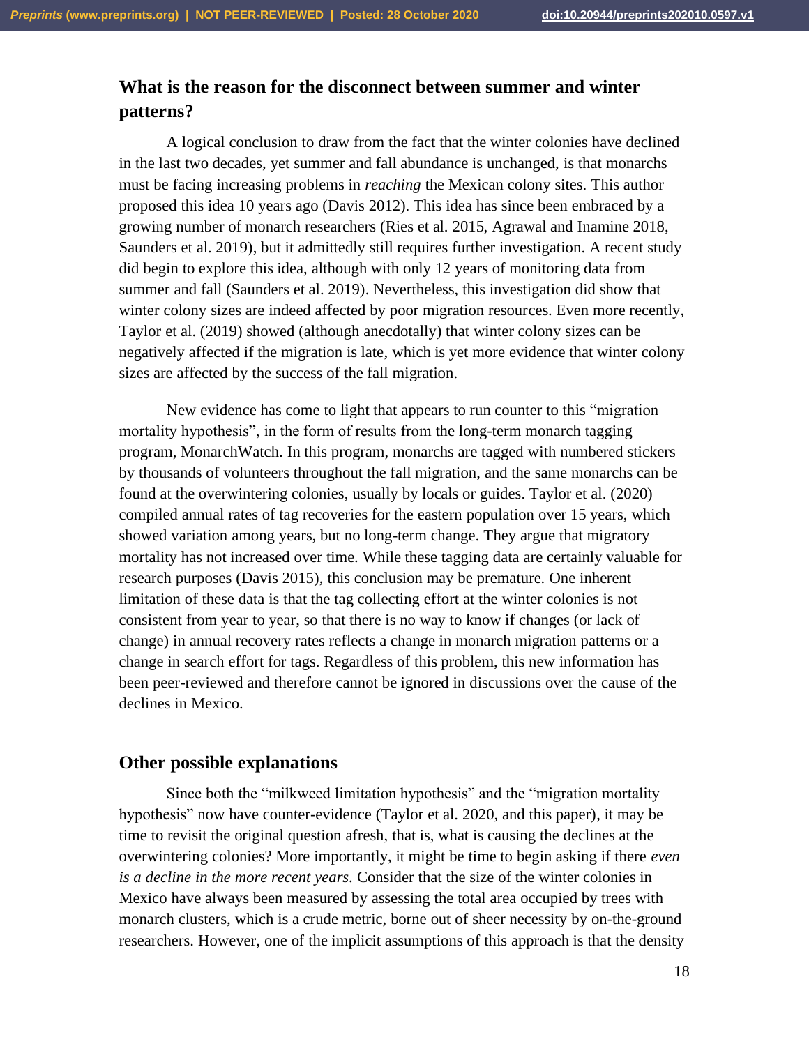## What is the reason for the disconnect between summer and winter patterns?

A logical conclusion to draw from the fact that the winter colonies have declined in the last two decades, yet summer and fall abundance is unchanged, is that monarchs must be facing increasing problems in *reaching* the Mexican colony sites. This author proposed this idea 10 years ago (Davis 2012). This idea has since been embraced by a growing number of monarch researchers (Ries et al. 2015, Agrawal and Inamine 2018, Saunders et al. 2019), but it admittedly still requires further investigation. A recent study did begin to explore this idea, although with only 12 years of monitoring data from summer and fall (Saunders et al. 2019). Nevertheless, this investigation did show that winter colony sizes are indeed affected by poor migration resources. Even more recently, Taylor et al. (2019) showed (although anecdotally) that winter colony sizes can be negatively affected if the migration is late, which is yet more evidence that winter colony sizes are affected by the success of the fall migration.

New evidence has come to light that appears to run counter to this "migration mortality hypothesis", in the form of results from the long-term monarch tagging program, MonarchWatch. In this program, monarchs are tagged with numbered stickers by thousands of volunteers throughout the fall migration, and the same monarchs can be found at the overwintering colonies, usually by locals or guides. Taylor et al. (2020) compiled annual rates of tag recoveries for the eastern population over 15 years, which showed variation among years, but no long-term change. They argue that migratory mortality has not increased over time. While these tagging data are certainly valuable for research purposes (Davis 2015), this conclusion may be premature. One inherent limitation of these data is that the tag collecting effort at the winter colonies is not consistent from year to year, so that there is no way to know if changes (or lack of change) in annual recovery rates reflects a change in monarch migration patterns or a change in search effort for tags. Regardless of this problem, this new information has been peer-reviewed and therefore cannot be ignored in discussions over the cause of the declines in Mexico.

## Other possible explanations

Since both the "milkweed limitation hypothesis" and the "migration mortality hypothesis" now have counter-evidence (Taylor et al. 2020, and this paper), it may be time to revisit the original question afresh, that is, what is causing the declines at the overwintering colonies? More importantly, it might be time to begin asking if there *even is a decline in the more recent years*. Consider that the size of the winter colonies in Mexico have always been measured by assessing the total area occupied by trees with monarch clusters, which is a crude metric, borne out of sheer necessity by on-the-ground researchers. However, one of the implicit assumptions of this approach is that the density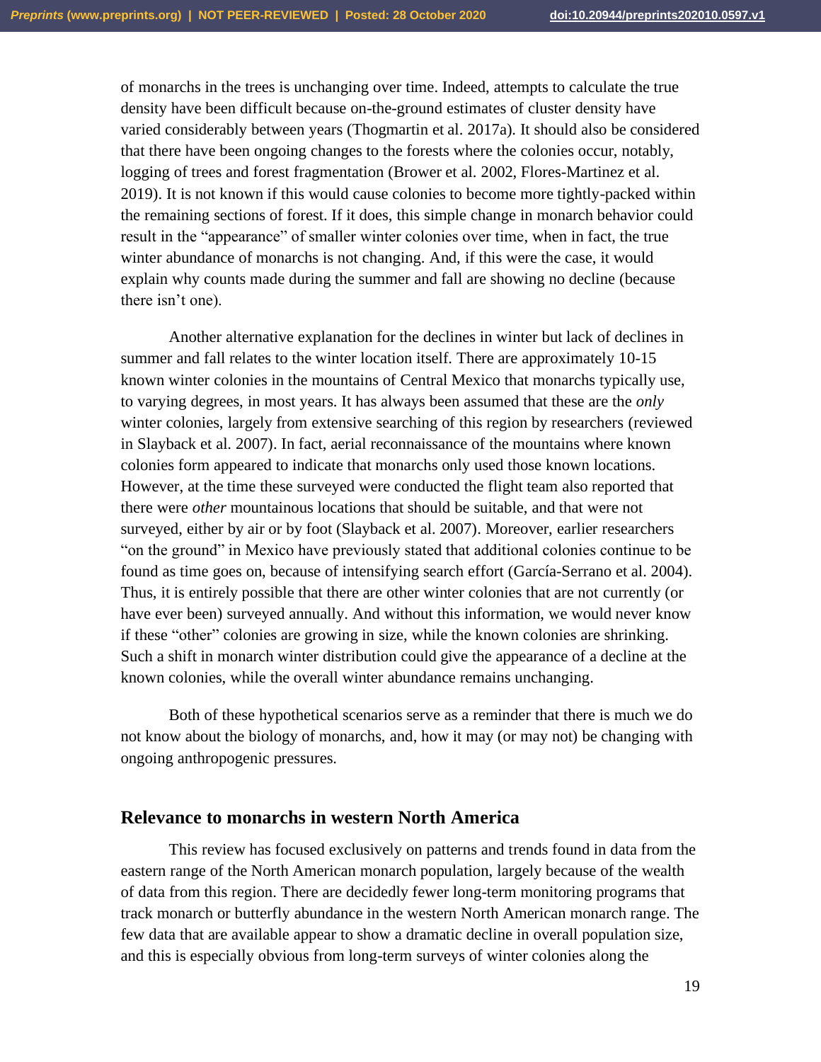of monarchs in the trees is unchanging over time. Indeed, attempts to calculate the true density have been difficult because on-the-ground estimates of cluster density have varied considerably between years (Thogmartin et al. 2017a). It should also be considered that there have been ongoing changes to the forests where the colonies occur, notably, logging of trees and forest fragmentation (Brower et al. 2002, Flores-Martinez et al. 2019). It is not known if this would cause colonies to become more tightly-packed within the remaining sections of forest. If it does, this simple change in monarch behavior could result in the "appearance" of smaller winter colonies over time, when in fact, the true winter abundance of monarchs is not changing. And, if this were the case, it would explain why counts made during the summer and fall are showing no decline (because there isn't one).

Another alternative explanation for the declines in winter but lack of declines in summer and fall relates to the winter location itself. There are approximately 10-15 known winter colonies in the mountains of Central Mexico that monarchs typically use, to varying degrees, in most years. It has always been assumed that these are the *only* winter colonies, largely from extensive searching of this region by researchers (reviewed in Slayback et al. 2007). In fact, aerial reconnaissance of the mountains where known colonies form appeared to indicate that monarchs only used those known locations. However, at the time these surveyed were conducted the flight team also reported that there were *other* mountainous locations that should be suitable, and that were not surveyed, either by air or by foot (Slayback et al. 2007). Moreover, earlier researchers "on the ground" in Mexico have previously stated that additional colonies continue to be found as time goes on, because of intensifying search effort (García-Serrano et al. 2004). Thus, it is entirely possible that there are other winter colonies that are not currently (or have ever been) surveyed annually. And without this information, we would never know if these "other" colonies are growing in size, while the known colonies are shrinking. Such a shift in monarch winter distribution could give the appearance of a decline at the known colonies, while the overall winter abundance remains unchanging.

Both of these hypothetical scenarios serve as a reminder that there is much we do not know about the biology of monarchs, and, how it may (or may not) be changing with ongoing anthropogenic pressures.

## Relevance to monarchs in western North America

This review has focused exclusively on patterns and trends found in data from the eastern range of the North American monarch population, largely because of the wealth of data from this region. There are decidedly fewer long-term monitoring programs that track monarch or butterfly abundance in the western North American monarch range. The few data that are available appear to show a dramatic decline in overall population size, and this is especially obvious from long-term surveys of winter colonies along the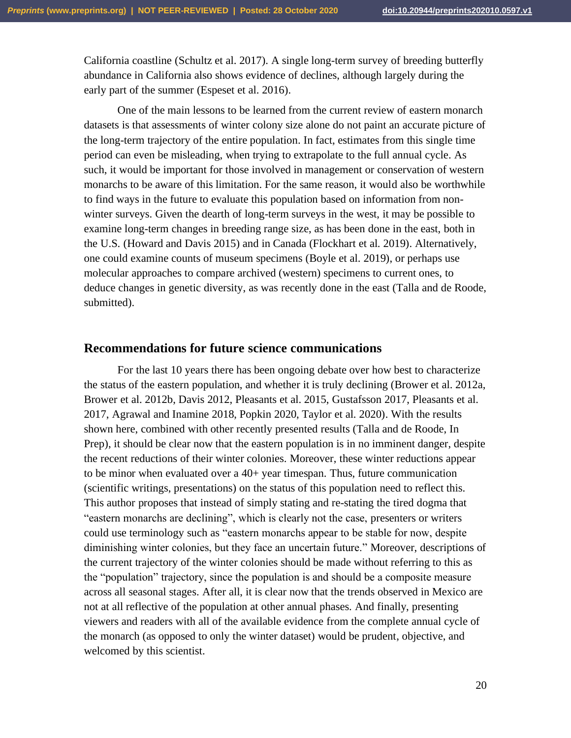California coastline (Schultz et al. 2017). A single long-term survey of breeding butterfly abundance in California also shows evidence of declines, although largely during the early part of the summer (Espeset et al. 2016).

One of the main lessons to be learned from the current review of eastern monarch datasets is that assessments of winter colony size alone do not paint an accurate picture of the long-term trajectory of the entire population. In fact, estimates from this single time period can even be misleading, when trying to extrapolate to the full annual cycle. As such, it would be important for those involved in management or conservation of western monarchs to be aware of this limitation. For the same reason, it would also be worthwhile to find ways in the future to evaluate this population based on information from non-winter surveys. Given the dearth of long-term surveys in the west, it may be possible to examine long-term changes in breeding range size, as has been done in the east, both in the U.S. (Howard and Davis 2015) and in Canada (Flockhart et al. 2019). Alternatively, one could examine counts of museum specimens (Boyle et al. 2019), or perhaps use molecular approaches to compare archived (western) specimens to current ones, to deduce changes in genetic diversity, as was recently done in the east (Talla and de Roode, submitted).

## Recommendations for future science communications

For the last 10 years there has been ongoing debate over how best to characterize the status of the eastern population, and whether it is truly declining (Brower et al. 2012a, Brower et al. 2012b, Davis 2012, Pleasants et al. 2015, Gustafsson 2017, Pleasants et al. 2017, Agrawal and Inamine 2018, Popkin 2020, Taylor et al. 2020). With the results shown here, combined with other recently presented results (Talla and de Roode, In Prep), it should be clear now that the eastern population is in no imminent danger, despite the recent reductions of their winter colonies. Moreover, these winter reductions appear to be minor when evaluated over a 40+ year timespan. Thus, future communication (scientific writings, presentations) on the status of this population need to reflect this. This author proposes that instead of simply stating and re-stating the tired dogma that "eastern monarchs are declining", which is clearly not the case, presenters or writers could use terminology such as "eastern monarchs appear to be stable for now, despite diminishing winter colonies, but they face an uncertain future." Moreover, descriptions of the current trajectory of the winter colonies should be made without referring to this as the "population" trajectory, since the population is and should be a composite measure across all seasonal stages. After all, it is clear now that the trends observed in Mexico are not at all reflective of the population at other annual phases. And finally, presenting viewers and readers with all of the available evidence from the complete annual cycle of the monarch (as opposed to only the winter dataset) would be prudent, objective, and welcomed by this scientist.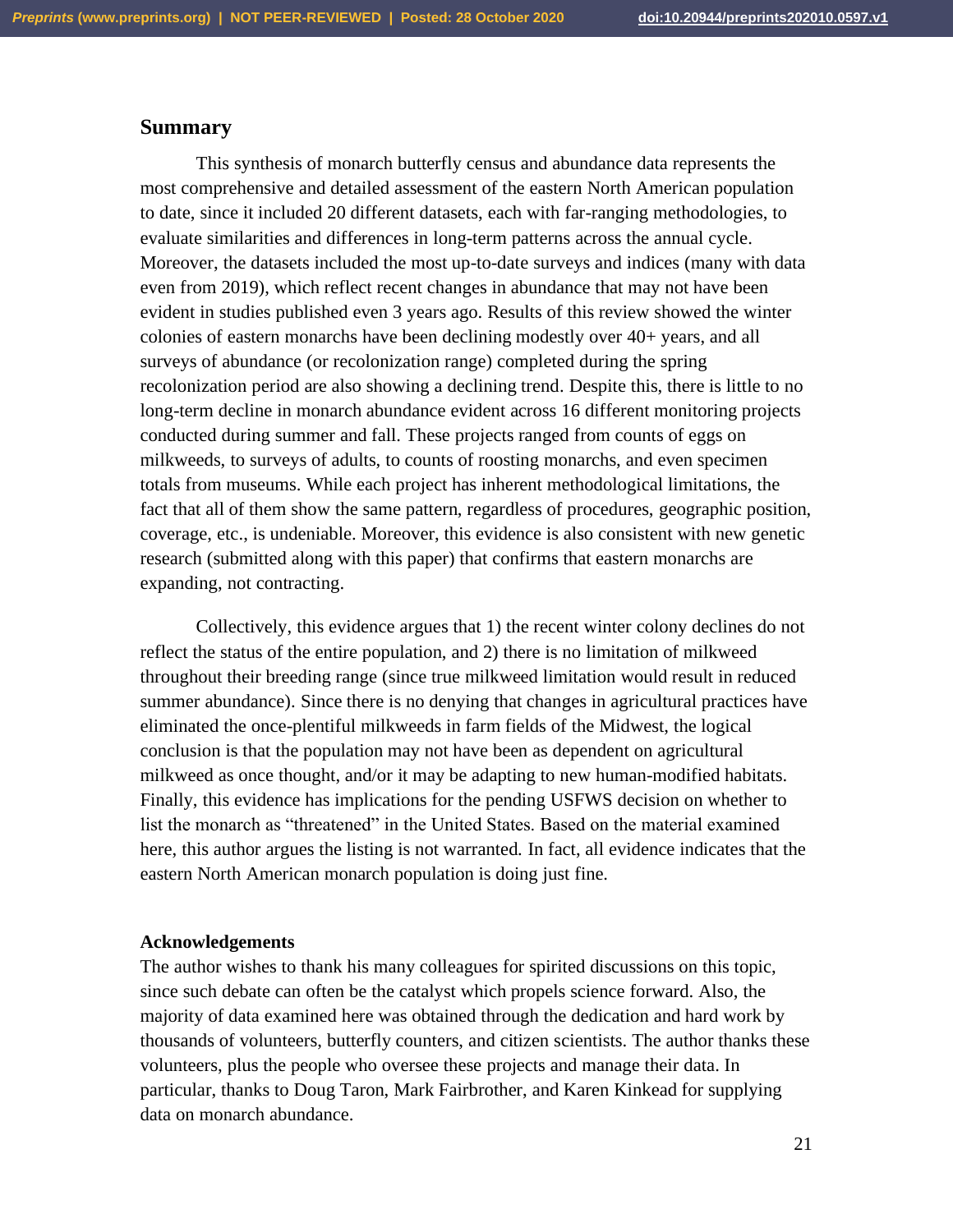## Summary

This synthesis of monarch butterfly census and abundance data represents the most comprehensive and detailed assessment of the eastern North American population to date, since it included 20 different datasets, each with far-ranging methodologies, to evaluate similarities and differences in long-term patterns across the annual cycle. Moreover, the datasets included the most up-to-date surveys and indices (many with data even from 2019), which reflect recent changes in abundance that may not have been evident in studies published even 3 years ago. Results of this review showed the winter colonies of eastern monarchs have been declining modestly over 40+ years, and all surveys of abundance (or recolonization range) completed during the spring recolonization period are also showing a declining trend. Despite this, there is little to no long-term decline in monarch abundance evident across 16 different monitoring projects conducted during summer and fall. These projects ranged from counts of eggs on milkweeds, to surveys of adults, to counts of roosting monarchs, and even specimen totals from museums. While each project has inherent methodological limitations, the fact that all of them show the same pattern, regardless of procedures, geographic position, coverage, etc., is undeniable. Moreover, this evidence is also consistent with new genetic research (submitted along with this paper) that confirms that eastern monarchs are expanding, not contracting.

Collectively, this evidence argues that 1) the recent winter colony declines do not reflect the status of the entire population, and 2) there is no limitation of milkweed throughout their breeding range (since true milkweed limitation would result in reduced summer abundance). Since there is no denying that changes in agricultural practices have eliminated the once-plentiful milkweeds in farm fields of the Midwest, the logical conclusion is that the population may not have been as dependent on agricultural milkweed as once thought, and/or it may be adapting to new human-modified habitats. Finally, this evidence has implications for the pending USFWS decision on whether to list the monarch as "threatened" in the United States. Based on the material examined here, this author argues the listing is not warranted. In fact, all evidence indicates that the eastern North American monarch population is doing just fine.

### Acknowledgements

The author wishes to thank his many colleagues for spirited discussions on this topic, since such debate can often be the catalyst which propels science forward. Also, the majority of data examined here was obtained through the dedication and hard work by thousands of volunteers, butterfly counters, and citizen scientists. The author thanks these volunteers, plus the people who oversee these projects and manage their data. In particular, thanks to Doug Taron, Mark Fairbrother, and Karen Kinkead for supplying data on monarch abundance.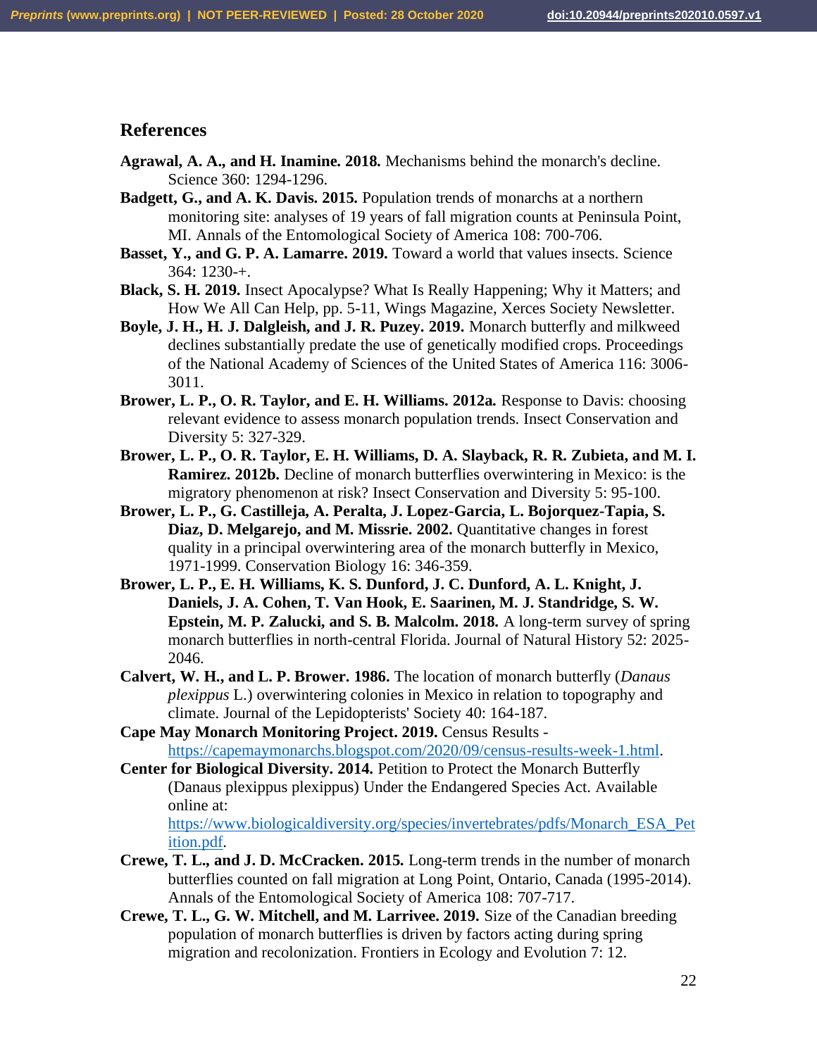## References

**Agrawal, A. A., and H. Inamine. 2018.** Mechanisms behind the monarch's decline. Science 360: 1294-1296.

**Badgett, G., and A. K. Davis. 2015.** Population trends of monarchs at a northern monitoring site: analyses of 19 years of fall migration counts at Peninsula Point, MI. Annals of the Entomological Society of America 108: 700-706.

**Basset, Y., and G. P. A. Lamarre. 2019.** Toward a world that values insects. Science 364: 1230-+.

**Black, S. H. 2019.** Insect Apocalypse? What Is Really Happening; Why it Matters; and How We All Can Help, pp. 5-11, Wings Magazine, Xerces Society Newsletter.

**Boyle, J. H., H. J. Dalgleish, and J. R. Puzey. 2019.** Monarch butterfly and milkweed declines substantially predate the use of genetically modified crops. Proceedings of the National Academy of Sciences of the United States of America 116: 3006-3011.

**Brower, L. P., O. R. Taylor, and E. H. Williams. 2012a.** Response to Davis: choosing relevant evidence to assess monarch population trends. Insect Conservation and Diversity 5: 327-329.

**Brower, L. P., O. R. Taylor, E. H. Williams, D. A. Slayback, R. R. Zubieta, and M. I. Ramirez. 2012b.** Decline of monarch butterflies overwintering in Mexico: is the migratory phenomenon at risk? Insect Conservation and Diversity 5: 95-100.

**Brower, L. P., G. Castilleja, A. Peralta, J. Lopez-Garcia, L. Bojorquez-Tapia, S. Diaz, D. Melgarejo, and M. Missrie. 2002.** Quantitative changes in forest quality in a principal overwintering area of the monarch butterfly in Mexico, 1971-1999. Conservation Biology 16: 346-359.

**Brower, L. P., E. H. Williams, K. S. Dunford, J. C. Dunford, A. L. Knight, J. Daniels, J. A. Cohen, T. Van Hook, E. Saarinen, M. J. Standridge, S. W. Epstein, M. P. Zalucki, and S. B. Malcolm. 2018.** A long-term survey of spring monarch butterflies in north-central Florida. Journal of Natural History 52: 2025-2046.

**Calvert, W. H., and L. P. Brower. 1986.** The location of monarch butterfly (*Danaus plexippus* L.) overwintering colonies in Mexico in relation to topography and climate. Journal of the Lepidopterists' Society 40: 164-187.

**Cape May Monarch Monitoring Project. 2019.** Census Results - https://capemaymonarchs.blogspot.com/2020/09/census-results-week-1.html.

**Center for Biological Diversity. 2014.** Petition to Protect the Monarch Butterfly (Danaus plexippus plexippus) Under the Endangered Species Act. Available online at: https://www.biologicaldiversity.org/species/invertebrates/pdfs/Monarch_ESA_Petition.pdf.

**Crewe, T. L., and J. D. McCracken. 2015.** Long-term trends in the number of monarch butterflies counted on fall migration at Long Point, Ontario, Canada (1995-2014). Annals of the Entomological Society of America 108: 707-717.

**Crewe, T. L., G. W. Mitchell, and M. Larrivee. 2019.** Size of the Canadian breeding population of monarch butterflies is driven by factors acting during spring migration and recolonization. Frontiers in Ecology and Evolution 7: 12.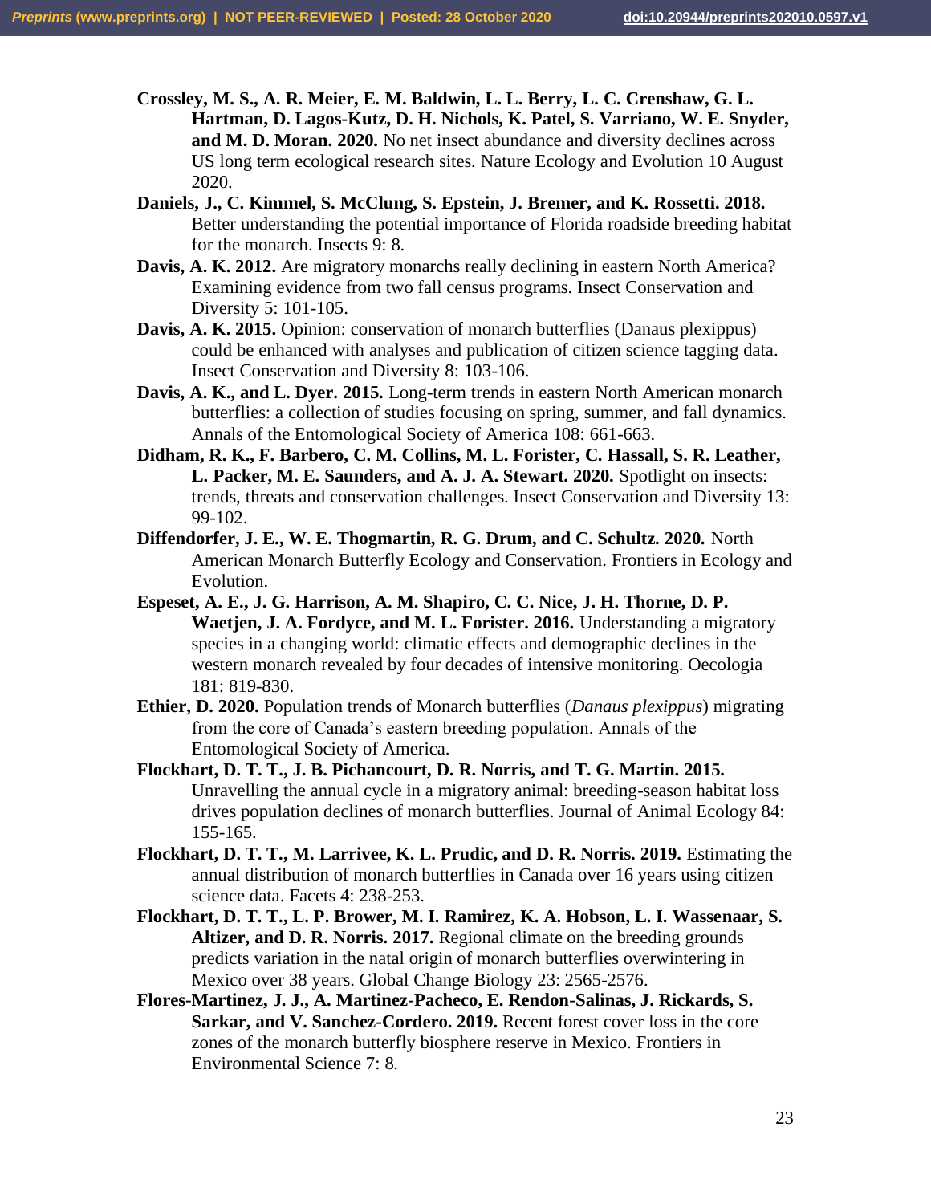**Crossley, M. S., A. R. Meier, E. M. Baldwin, L. L. Berry, L. C. Crenshaw, G. L. Hartman, D. Lagos-Kutz, D. H. Nichols, K. Patel, S. Varriano, W. E. Snyder, and M. D. Moran. 2020.** No net insect abundance and diversity declines across US long term ecological research sites. Nature Ecology and Evolution 10 August 2020.

**Daniels, J., C. Kimmel, S. McClung, S. Epstein, J. Bremer, and K. Rossetti. 2018.** Better understanding the potential importance of Florida roadside breeding habitat for the monarch. Insects 9: 8.

**Davis, A. K. 2012.** Are migratory monarchs really declining in eastern North America? Examining evidence from two fall census programs. Insect Conservation and Diversity 5: 101-105.

**Davis, A. K. 2015.** Opinion: conservation of monarch butterflies (Danaus plexippus) could be enhanced with analyses and publication of citizen science tagging data. Insect Conservation and Diversity 8: 103-106.

**Davis, A. K., and L. Dyer. 2015.** Long-term trends in eastern North American monarch butterflies: a collection of studies focusing on spring, summer, and fall dynamics. Annals of the Entomological Society of America 108: 661-663.

**Didham, R. K., F. Barbero, C. M. Collins, M. L. Forister, C. Hassall, S. R. Leather, L. Packer, M. E. Saunders, and A. J. A. Stewart. 2020.** Spotlight on insects: trends, threats and conservation challenges. Insect Conservation and Diversity 13: 99-102.

**Diffendorfer, J. E., W. E. Thogmartin, R. G. Drum, and C. Schultz. 2020.** North American Monarch Butterfly Ecology and Conservation. Frontiers in Ecology and Evolution.

**Espeset, A. E., J. G. Harrison, A. M. Shapiro, C. C. Nice, J. H. Thorne, D. P. Waetjen, J. A. Fordyce, and M. L. Forister. 2016.** Understanding a migratory species in a changing world: climatic effects and demographic declines in the western monarch revealed by four decades of intensive monitoring. Oecologia 181: 819-830.

**Ethier, D. 2020.** Population trends of Monarch butterflies (*Danaus plexippus*) migrating from the core of Canada's eastern breeding population. Annals of the Entomological Society of America.

**Flockhart, D. T. T., J. B. Pichancourt, D. R. Norris, and T. G. Martin. 2015.** Unravelling the annual cycle in a migratory animal: breeding-season habitat loss drives population declines of monarch butterflies. Journal of Animal Ecology 84: 155-165.

**Flockhart, D. T. T., M. Larrivee, K. L. Prudic, and D. R. Norris. 2019.** Estimating the annual distribution of monarch butterflies in Canada over 16 years using citizen science data. Facets 4: 238-253.

**Flockhart, D. T. T., L. P. Brower, M. I. Ramirez, K. A. Hobson, L. I. Wassenaar, S. Altizer, and D. R. Norris. 2017.** Regional climate on the breeding grounds predicts variation in the natal origin of monarch butterflies overwintering in Mexico over 38 years. Global Change Biology 23: 2565-2576.

**Flores-Martinez, J. J., A. Martinez-Pacheco, E. Rendon-Salinas, J. Rickards, S. Sarkar, and V. Sanchez-Cordero. 2019.** Recent forest cover loss in the core zones of the monarch butterfly biosphere reserve in Mexico. Frontiers in Environmental Science 7: 8.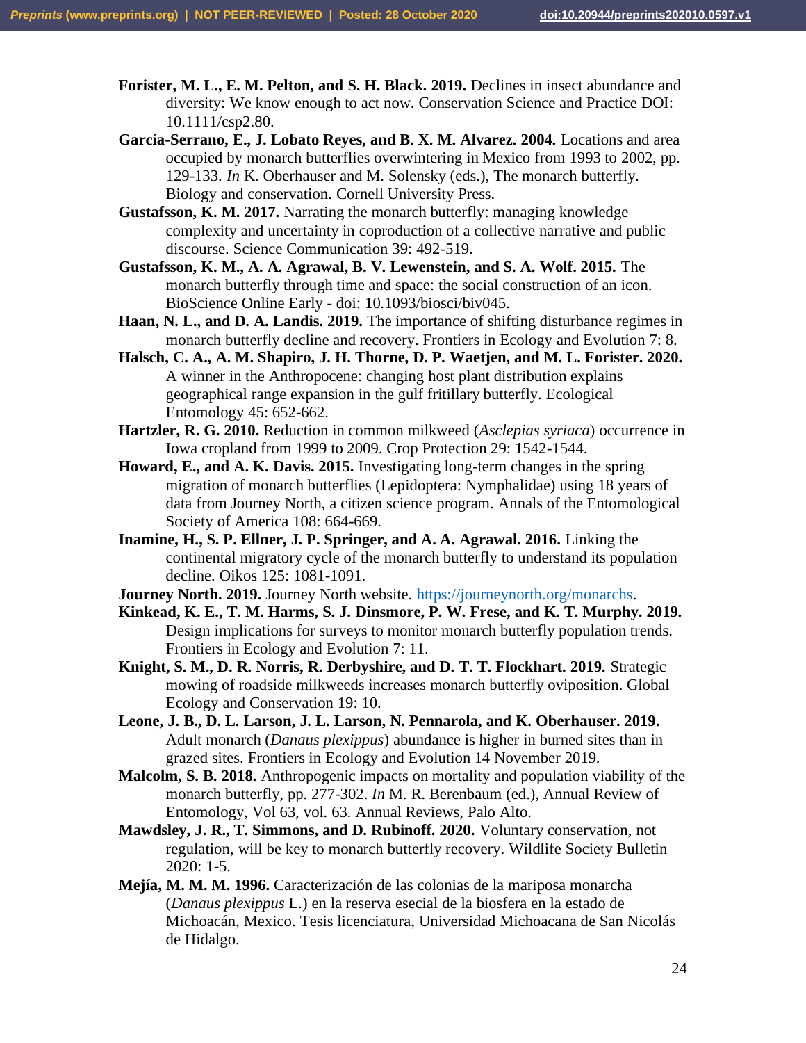**Forister, M. L., E. M. Pelton, and S. H. Black. 2019.** Declines in insect abundance and diversity: We know enough to act now. Conservation Science and Practice DOI: 10.1111/csp2.80.

**García-Serrano, E., J. Lobato Reyes, and B. X. M. Alvarez. 2004.** Locations and area occupied by monarch butterflies overwintering in Mexico from 1993 to 2002, pp. 129-133. *In* K. Oberhauser and M. Solensky (eds.), The monarch butterfly. Biology and conservation. Cornell University Press.

**Gustafsson, K. M. 2017.** Narrating the monarch butterfly: managing knowledge complexity and uncertainty in coproduction of a collective narrative and public discourse. Science Communication 39: 492-519.

**Gustafsson, K. M., A. A. Agrawal, B. V. Lewenstein, and S. A. Wolf. 2015.** The monarch butterfly through time and space: the social construction of an icon. BioScience Online Early - doi: 10.1093/biosci/biv045.

**Haan, N. L., and D. A. Landis. 2019.** The importance of shifting disturbance regimes in monarch butterfly decline and recovery. Frontiers in Ecology and Evolution 7: 8.

**Halsch, C. A., A. M. Shapiro, J. H. Thorne, D. P. Waetjen, and M. L. Forister. 2020.** A winner in the Anthropocene: changing host plant distribution explains geographical range expansion in the gulf fritillary butterfly. Ecological Entomology 45: 652-662.

**Hartzler, R. G. 2010.** Reduction in common milkweed (*Asclepias syriaca*) occurrence in Iowa cropland from 1999 to 2009. Crop Protection 29: 1542-1544.

**Howard, E., and A. K. Davis. 2015.** Investigating long-term changes in the spring migration of monarch butterflies (Lepidoptera: Nymphalidae) using 18 years of data from Journey North, a citizen science program. Annals of the Entomological Society of America 108: 664-669.

**Inamine, H., S. P. Ellner, J. P. Springer, and A. A. Agrawal. 2016.** Linking the continental migratory cycle of the monarch butterfly to understand its population decline. Oikos 125: 1081-1091.

**Journey North. 2019.** Journey North website. https://journeynorth.org/monarchs.

**Kinkead, K. E., T. M. Harms, S. J. Dinsmore, P. W. Frese, and K. T. Murphy. 2019.** Design implications for surveys to monitor monarch butterfly population trends. Frontiers in Ecology and Evolution 7: 11.

**Knight, S. M., D. R. Norris, R. Derbyshire, and D. T. T. Flockhart. 2019.** Strategic mowing of roadside milkweeds increases monarch butterfly oviposition. Global Ecology and Conservation 19: 10.

**Leone, J. B., D. L. Larson, J. L. Larson, N. Pennarola, and K. Oberhauser. 2019.** Adult monarch (*Danaus plexippus*) abundance is higher in burned sites than in grazed sites. Frontiers in Ecology and Evolution 14 November 2019.

**Malcolm, S. B. 2018.** Anthropogenic impacts on mortality and population viability of the monarch butterfly, pp. 277-302. *In* M. R. Berenbaum (ed.), Annual Review of Entomology, Vol 63, vol. 63. Annual Reviews, Palo Alto.

**Mawdsley, J. R., T. Simmons, and D. Rubinoff. 2020.** Voluntary conservation, not regulation, will be key to monarch butterfly recovery. Wildlife Society Bulletin 2020: 1-5.

**Mejía, M. M. M. 1996.** Caracterización de las colonias de la mariposa monarcha (*Danaus plexippus* L.) en la reserva esecial de la biosfera en la estado de Michoacán, Mexico. Tesis licenciatura, Universidad Michoacana de San Nicolás de Hidalgo.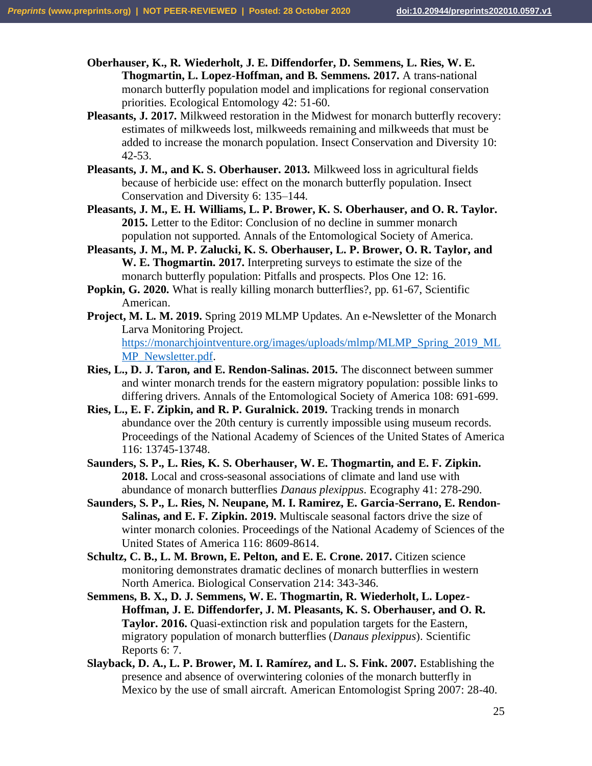**Oberhauser, K., R. Wiederholt, J. E. Diffendorfer, D. Semmens, L. Ries, W. E. Thogmartin, L. Lopez-Hoffman, and B. Semmens. 2017.** A trans-national monarch butterfly population model and implications for regional conservation priorities. Ecological Entomology 42: 51-60.

**Pleasants, J. 2017.** Milkweed restoration in the Midwest for monarch butterfly recovery: estimates of milkweeds lost, milkweeds remaining and milkweeds that must be added to increase the monarch population. Insect Conservation and Diversity 10: 42-53.

**Pleasants, J. M., and K. S. Oberhauser. 2013.** Milkweed loss in agricultural fields because of herbicide use: effect on the monarch butterfly population. Insect Conservation and Diversity 6: 135–144.

**Pleasants, J. M., E. H. Williams, L. P. Brower, K. S. Oberhauser, and O. R. Taylor. 2015.** Letter to the Editor: Conclusion of no decline in summer monarch population not supported. Annals of the Entomological Society of America.

**Pleasants, J. M., M. P. Zalucki, K. S. Oberhauser, L. P. Brower, O. R. Taylor, and W. E. Thogmartin. 2017.** Interpreting surveys to estimate the size of the monarch butterfly population: Pitfalls and prospects. Plos One 12: 16.

**Popkin, G. 2020.** What is really killing monarch butterflies?, pp. 61-67, Scientific American.

**Project, M. L. M. 2019.** Spring 2019 MLMP Updates. An e-Newsletter of the Monarch Larva Monitoring Project. https://monarchjointventure.org/images/uploads/mlmp/MLMP_Spring_2019_MLMP_Newsletter.pdf.

**Ries, L., D. J. Taron, and E. Rendon-Salinas. 2015.** The disconnect between summer and winter monarch trends for the eastern migratory population: possible links to differing drivers. Annals of the Entomological Society of America 108: 691-699.

**Ries, L., E. F. Zipkin, and R. P. Guralnick. 2019.** Tracking trends in monarch abundance over the 20th century is currently impossible using museum records. Proceedings of the National Academy of Sciences of the United States of America 116: 13745-13748.

**Saunders, S. P., L. Ries, K. S. Oberhauser, W. E. Thogmartin, and E. F. Zipkin. 2018.** Local and cross-seasonal associations of climate and land use with abundance of monarch butterflies *Danaus plexippus*. Ecography 41: 278-290.

**Saunders, S. P., L. Ries, N. Neupane, M. I. Ramirez, E. Garcia-Serrano, E. Rendon-Salinas, and E. F. Zipkin. 2019.** Multiscale seasonal factors drive the size of winter monarch colonies. Proceedings of the National Academy of Sciences of the United States of America 116: 8609-8614.

**Schultz, C. B., L. M. Brown, E. Pelton, and E. E. Crone. 2017.** Citizen science monitoring demonstrates dramatic declines of monarch butterflies in western North America. Biological Conservation 214: 343-346.

**Semmens, B. X., D. J. Semmens, W. E. Thogmartin, R. Wiederholt, L. Lopez-Hoffman, J. E. Diffendorfer, J. M. Pleasants, K. S. Oberhauser, and O. R. Taylor. 2016.** Quasi-extinction risk and population targets for the Eastern, migratory population of monarch butterflies (*Danaus plexippus*). Scientific Reports 6: 7.

**Slayback, D. A., L. P. Brower, M. I. Ramírez, and L. S. Fink. 2007.** Establishing the presence and absence of overwintering colonies of the monarch butterfly in Mexico by the use of small aircraft. American Entomologist Spring 2007: 28-40.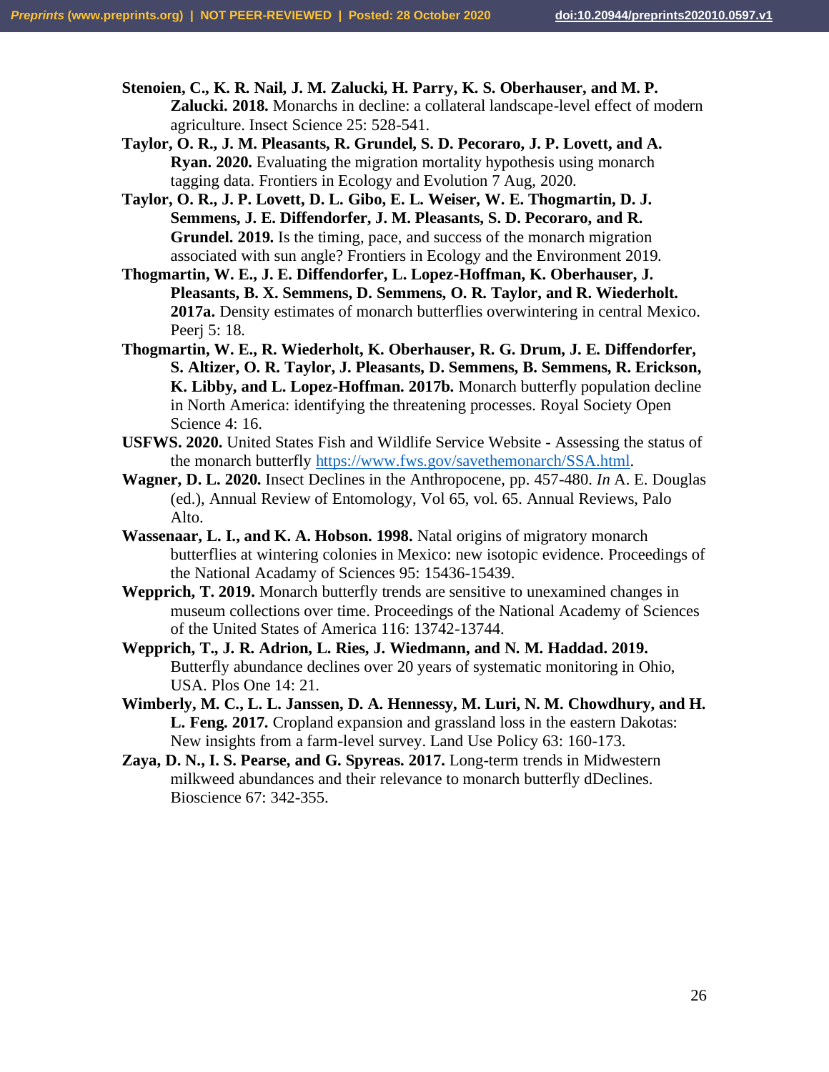**Stenoien, C., K. R. Nail, J. M. Zalucki, H. Parry, K. S. Oberhauser, and M. P. Zalucki. 2018.** Monarchs in decline: a collateral landscape-level effect of modern agriculture. Insect Science 25: 528-541.

**Taylor, O. R., J. M. Pleasants, R. Grundel, S. D. Pecoraro, J. P. Lovett, and A. Ryan. 2020.** Evaluating the migration mortality hypothesis using monarch tagging data. Frontiers in Ecology and Evolution 7 Aug, 2020.

**Taylor, O. R., J. P. Lovett, D. L. Gibo, E. L. Weiser, W. E. Thogmartin, D. J. Semmens, J. E. Diffendorfer, J. M. Pleasants, S. D. Pecoraro, and R. Grundel. 2019.** Is the timing, pace, and success of the monarch migration associated with sun angle? Frontiers in Ecology and the Environment 2019.

**Thogmartin, W. E., J. E. Diffendorfer, L. Lopez-Hoffman, K. Oberhauser, J. Pleasants, B. X. Semmens, D. Semmens, O. R. Taylor, and R. Wiederholt. 2017a.** Density estimates of monarch butterflies overwintering in central Mexico. Peerj 5: 18.

**Thogmartin, W. E., R. Wiederholt, K. Oberhauser, R. G. Drum, J. E. Diffendorfer, S. Altizer, O. R. Taylor, J. Pleasants, D. Semmens, B. Semmens, R. Erickson, K. Libby, and L. Lopez-Hoffman. 2017b.** Monarch butterfly population decline in North America: identifying the threatening processes. Royal Society Open Science 4: 16.

**USFWS. 2020.** United States Fish and Wildlife Service Website - Assessing the status of the monarch butterfly https://www.fws.gov/savethemonarch/SSA.html.

**Wagner, D. L. 2020.** Insect Declines in the Anthropocene, pp. 457-480. *In* A. E. Douglas (ed.), Annual Review of Entomology, Vol 65, vol. 65. Annual Reviews, Palo Alto.

**Wassenaar, L. I., and K. A. Hobson. 1998.** Natal origins of migratory monarch butterflies at wintering colonies in Mexico: new isotopic evidence. Proceedings of the National Acadamy of Sciences 95: 15436-15439.

**Wepprich, T. 2019.** Monarch butterfly trends are sensitive to unexamined changes in museum collections over time. Proceedings of the National Academy of Sciences of the United States of America 116: 13742-13744.

**Wepprich, T., J. R. Adrion, L. Ries, J. Wiedmann, and N. M. Haddad. 2019.** Butterfly abundance declines over 20 years of systematic monitoring in Ohio, USA. Plos One 14: 21.

**Wimberly, M. C., L. L. Janssen, D. A. Hennessy, M. Luri, N. M. Chowdhury, and H. L. Feng. 2017.** Cropland expansion and grassland loss in the eastern Dakotas: New insights from a farm-level survey. Land Use Policy 63: 160-173.

**Zaya, D. N., I. S. Pearse, and G. Spyreas. 2017.** Long-term trends in Midwestern milkweed abundances and their relevance to monarch butterfly dDeclines. Bioscience 67: 342-355.